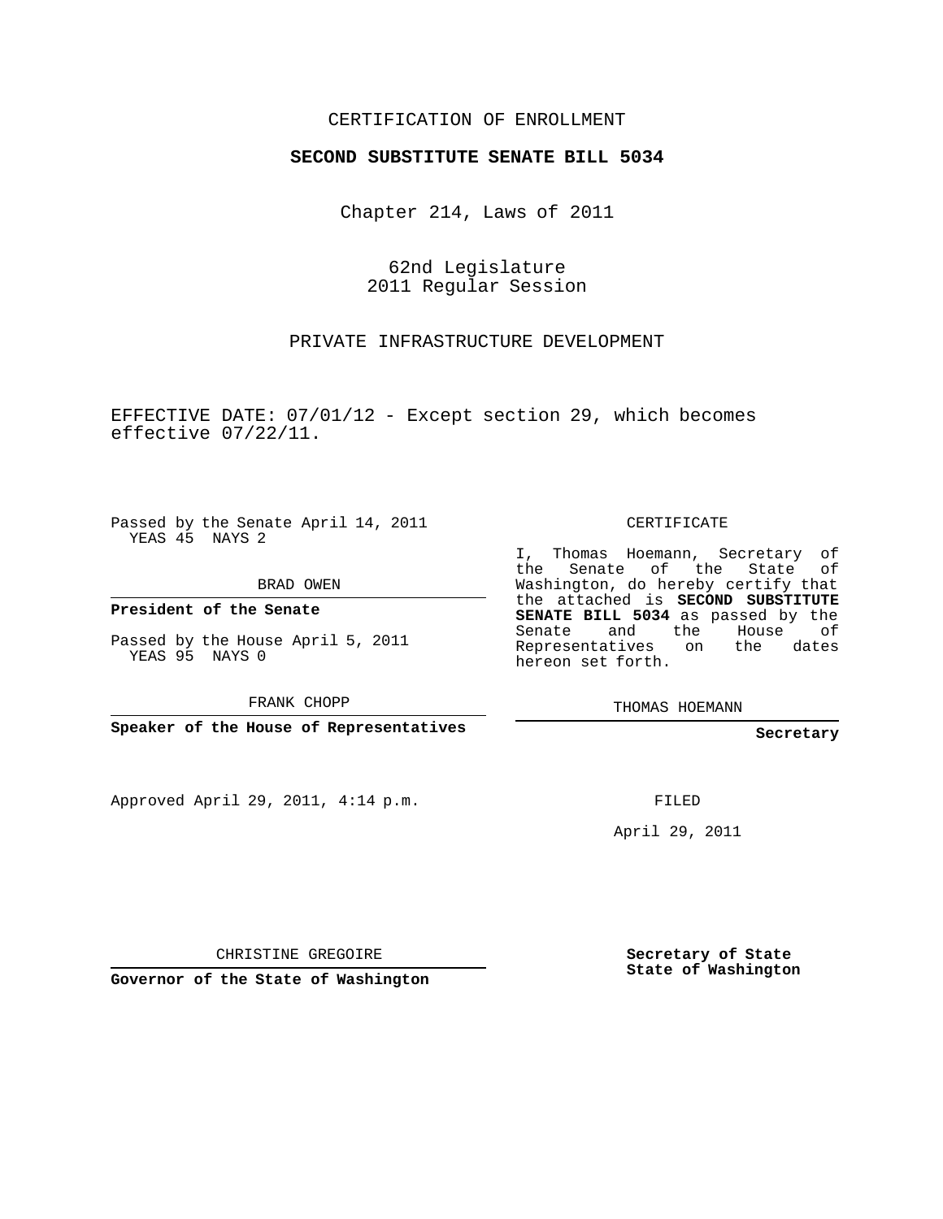CERTIFICATION OF ENROLLMENT

**SECOND SUBSTITUTE SENATE BILL 5034**

Chapter 214, Laws of 2011

62nd Legislature
2011 Regular Session

PRIVATE INFRASTRUCTURE DEVELOPMENT

EFFECTIVE DATE: 07/01/12 - Except section 29, which becomes effective 07/22/11.

Passed by the Senate April 14, 2011
YEAS 45 NAYS 2

BRAD OWEN

**President of the Senate**

Passed by the House April 5, 2011
YEAS 95 NAYS 0

FRANK CHOPP

**Speaker of the House of Representatives**

CERTIFICATE

I, Thomas Hoemann, Secretary of the Senate of the State of Washington, do hereby certify that the attached is **SECOND SUBSTITUTE SENATE BILL 5034** as passed by the Senate and the House of Representatives on the dates hereon set forth.

THOMAS HOEMANN

**Secretary**

Approved April 29, 2011, 4:14 p.m.

FILED

April 29, 2011

CHRISTINE GREGOIRE

**Governor of the State of Washington**

**Secretary of State**
**State of Washington**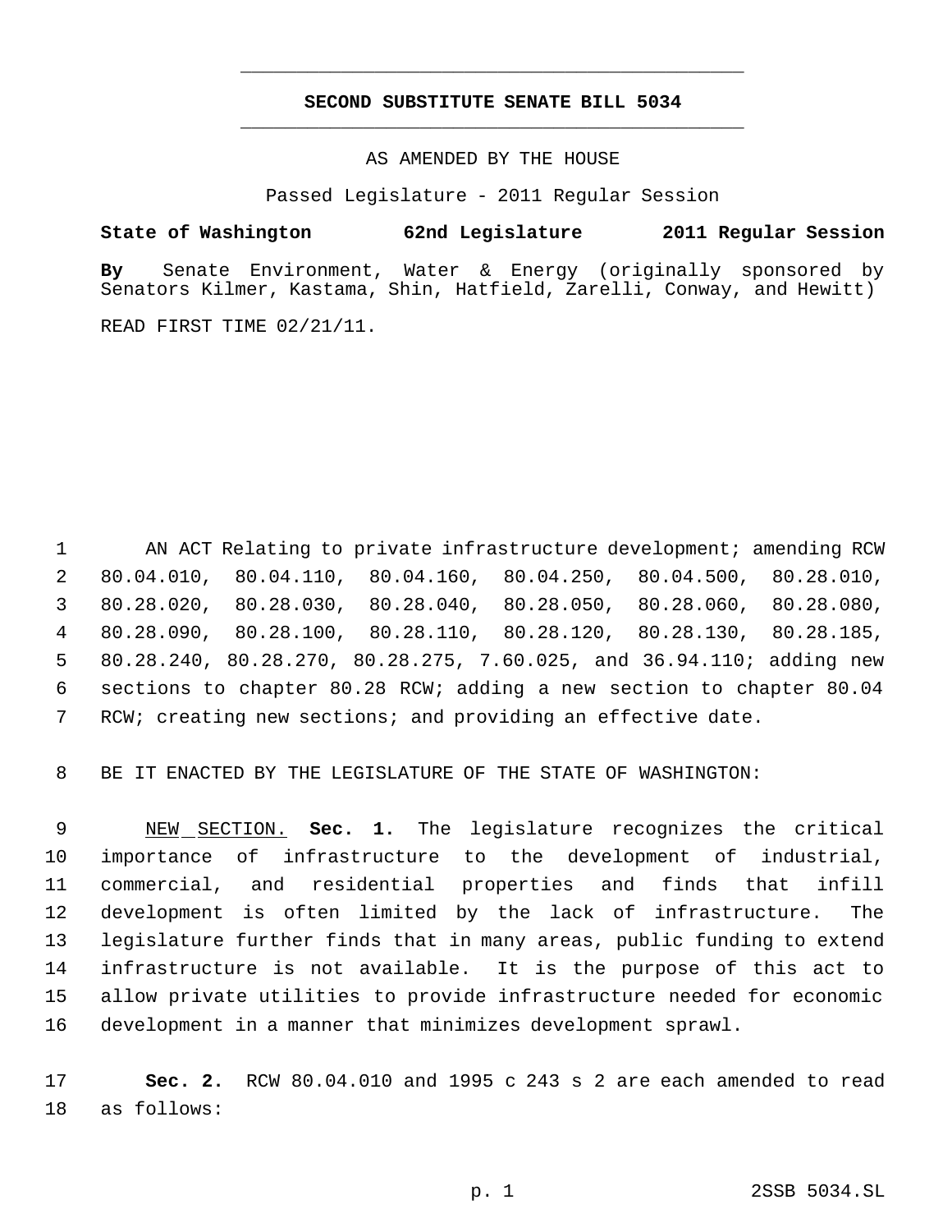**SECOND SUBSTITUTE SENATE BILL 5034**

AS AMENDED BY THE HOUSE

Passed Legislature - 2011 Regular Session

**State of Washington 62nd Legislature 2011 Regular Session**

**By** Senate Environment, Water & Energy (originally sponsored by Senators Kilmer, Kastama, Shin, Hatfield, Zarelli, Conway, and Hewitt)

READ FIRST TIME 02/21/11.

AN ACT Relating to private infrastructure development; amending RCW 80.04.010, 80.04.110, 80.04.160, 80.04.250, 80.04.500, 80.28.010, 80.28.020, 80.28.030, 80.28.040, 80.28.050, 80.28.060, 80.28.080, 80.28.090, 80.28.100, 80.28.110, 80.28.120, 80.28.130, 80.28.185, 80.28.240, 80.28.270, 80.28.275, 7.60.025, and 36.94.110; adding new sections to chapter 80.28 RCW; adding a new section to chapter 80.04 RCW; creating new sections; and providing an effective date.

BE IT ENACTED BY THE LEGISLATURE OF THE STATE OF WASHINGTON:

NEW SECTION. **Sec. 1.** The legislature recognizes the critical importance of infrastructure to the development of industrial, commercial, and residential properties and finds that infill development is often limited by the lack of infrastructure. The legislature further finds that in many areas, public funding to extend infrastructure is not available. It is the purpose of this act to allow private utilities to provide infrastructure needed for economic development in a manner that minimizes development sprawl.

**Sec. 2.** RCW 80.04.010 and 1995 c 243 s 2 are each amended to read as follows: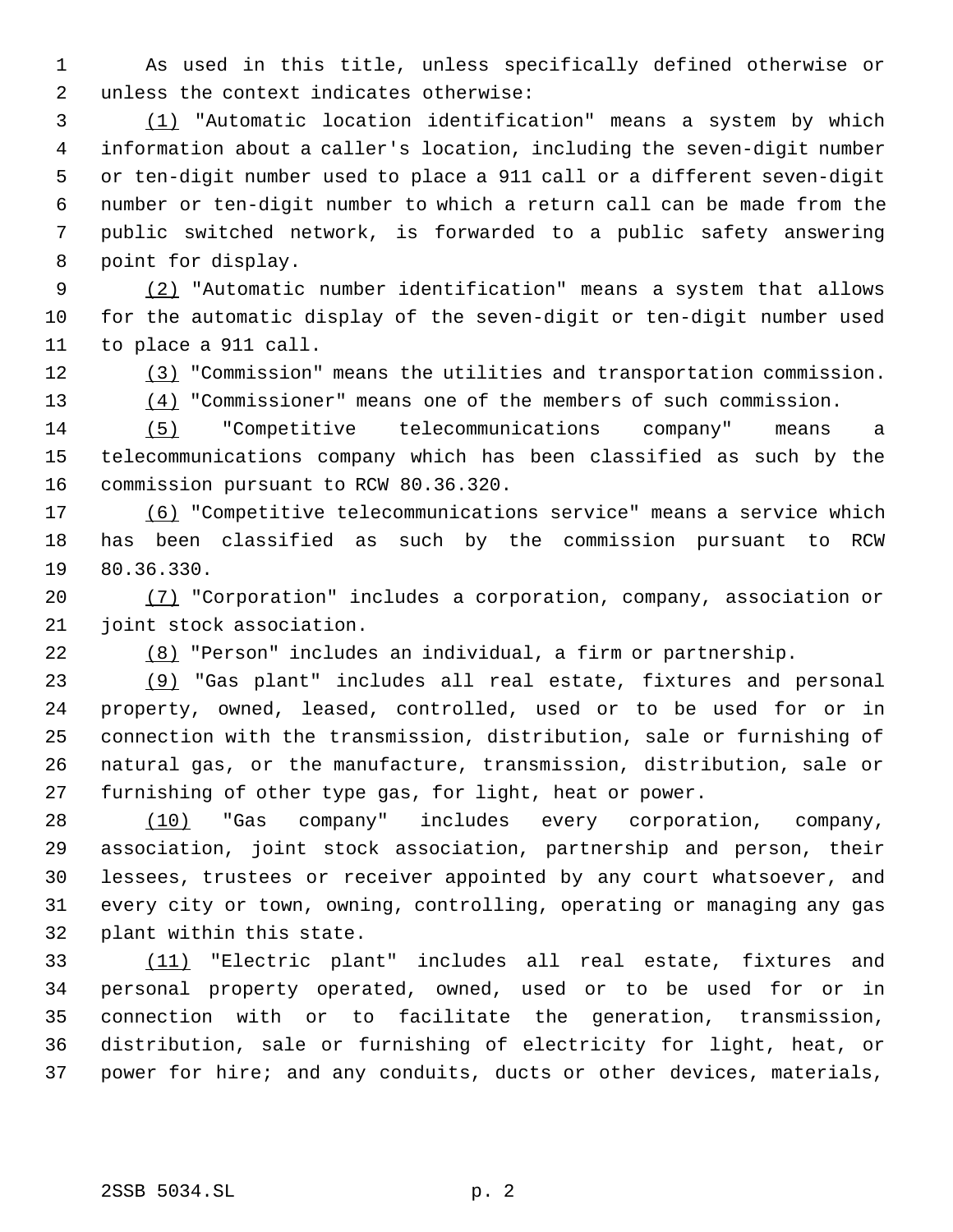As used in this title, unless specifically defined otherwise or unless the context indicates otherwise:

(1) "Automatic location identification" means a system by which information about a caller's location, including the seven-digit number or ten-digit number used to place a 911 call or a different seven-digit number or ten-digit number to which a return call can be made from the public switched network, is forwarded to a public safety answering point for display.

(2) "Automatic number identification" means a system that allows for the automatic display of the seven-digit or ten-digit number used to place a 911 call.

(3) "Commission" means the utilities and transportation commission.

(4) "Commissioner" means one of the members of such commission.

(5) "Competitive telecommunications company" means a telecommunications company which has been classified as such by the commission pursuant to RCW 80.36.320.

(6) "Competitive telecommunications service" means a service which has been classified as such by the commission pursuant to RCW 80.36.330.

(7) "Corporation" includes a corporation, company, association or joint stock association.

(8) "Person" includes an individual, a firm or partnership.

(9) "Gas plant" includes all real estate, fixtures and personal property, owned, leased, controlled, used or to be used for or in connection with the transmission, distribution, sale or furnishing of natural gas, or the manufacture, transmission, distribution, sale or furnishing of other type gas, for light, heat or power.

(10) "Gas company" includes every corporation, company, association, joint stock association, partnership and person, their lessees, trustees or receiver appointed by any court whatsoever, and every city or town, owning, controlling, operating or managing any gas plant within this state.

(11) "Electric plant" includes all real estate, fixtures and personal property operated, owned, used or to be used for or in connection with or to facilitate the generation, transmission, distribution, sale or furnishing of electricity for light, heat, or power for hire; and any conduits, ducts or other devices, materials,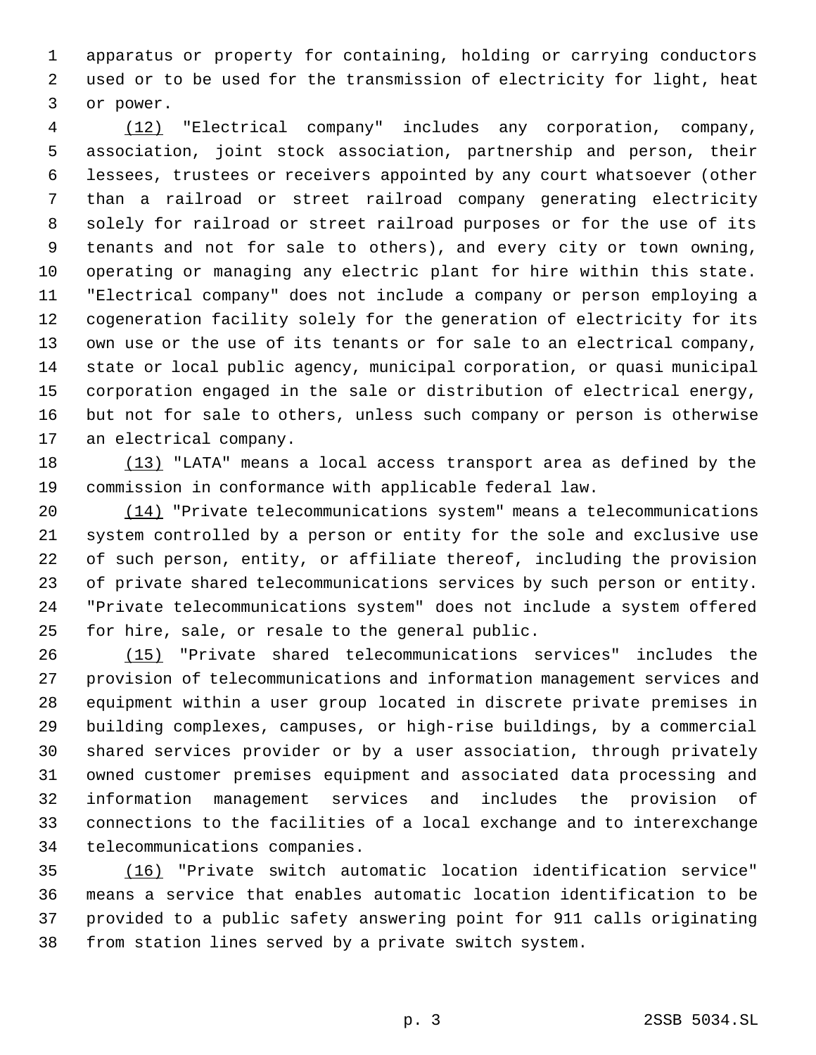apparatus or property for containing, holding or carrying conductors used or to be used for the transmission of electricity for light, heat or power.

(12) "Electrical company" includes any corporation, company, association, joint stock association, partnership and person, their lessees, trustees or receivers appointed by any court whatsoever (other than a railroad or street railroad company generating electricity solely for railroad or street railroad purposes or for the use of its tenants and not for sale to others), and every city or town owning, operating or managing any electric plant for hire within this state. "Electrical company" does not include a company or person employing a cogeneration facility solely for the generation of electricity for its own use or the use of its tenants or for sale to an electrical company, state or local public agency, municipal corporation, or quasi municipal corporation engaged in the sale or distribution of electrical energy, but not for sale to others, unless such company or person is otherwise an electrical company.

(13) "LATA" means a local access transport area as defined by the commission in conformance with applicable federal law.

(14) "Private telecommunications system" means a telecommunications system controlled by a person or entity for the sole and exclusive use of such person, entity, or affiliate thereof, including the provision of private shared telecommunications services by such person or entity. "Private telecommunications system" does not include a system offered for hire, sale, or resale to the general public.

(15) "Private shared telecommunications services" includes the provision of telecommunications and information management services and equipment within a user group located in discrete private premises in building complexes, campuses, or high-rise buildings, by a commercial shared services provider or by a user association, through privately owned customer premises equipment and associated data processing and information management services and includes the provision of connections to the facilities of a local exchange and to interexchange telecommunications companies.

(16) "Private switch automatic location identification service" means a service that enables automatic location identification to be provided to a public safety answering point for 911 calls originating from station lines served by a private switch system.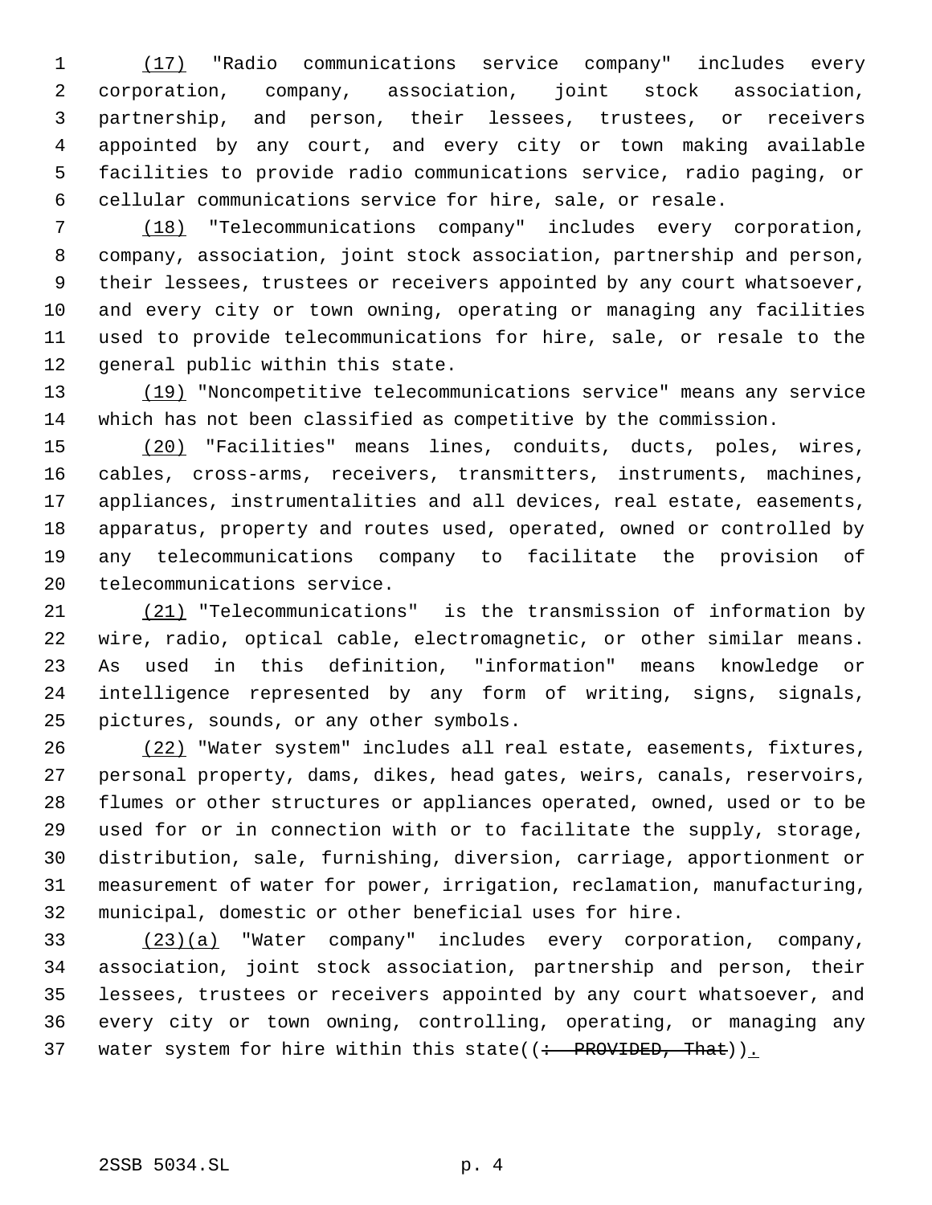(17) "Radio communications service company" includes every corporation, company, association, joint stock association, partnership, and person, their lessees, trustees, or receivers appointed by any court, and every city or town making available facilities to provide radio communications service, radio paging, or cellular communications service for hire, sale, or resale.

(18) "Telecommunications company" includes every corporation, company, association, joint stock association, partnership and person, their lessees, trustees or receivers appointed by any court whatsoever, and every city or town owning, operating or managing any facilities used to provide telecommunications for hire, sale, or resale to the general public within this state.

(19) "Noncompetitive telecommunications service" means any service which has not been classified as competitive by the commission.

(20) "Facilities" means lines, conduits, ducts, poles, wires, cables, cross-arms, receivers, transmitters, instruments, machines, appliances, instrumentalities and all devices, real estate, easements, apparatus, property and routes used, operated, owned or controlled by any telecommunications company to facilitate the provision of telecommunications service.

(21) "Telecommunications" is the transmission of information by wire, radio, optical cable, electromagnetic, or other similar means. As used in this definition, "information" means knowledge or intelligence represented by any form of writing, signs, signals, pictures, sounds, or any other symbols.

(22) "Water system" includes all real estate, easements, fixtures, personal property, dams, dikes, head gates, weirs, canals, reservoirs, flumes or other structures or appliances operated, owned, used or to be used for or in connection with or to facilitate the supply, storage, distribution, sale, furnishing, diversion, carriage, apportionment or measurement of water for power, irrigation, reclamation, manufacturing, municipal, domestic or other beneficial uses for hire.

(23)(a) "Water company" includes every corporation, company, association, joint stock association, partnership and person, their lessees, trustees or receivers appointed by any court whatsoever, and every city or town owning, controlling, operating, or managing any water system for hire within this state((~~: PROVIDED, That~~)).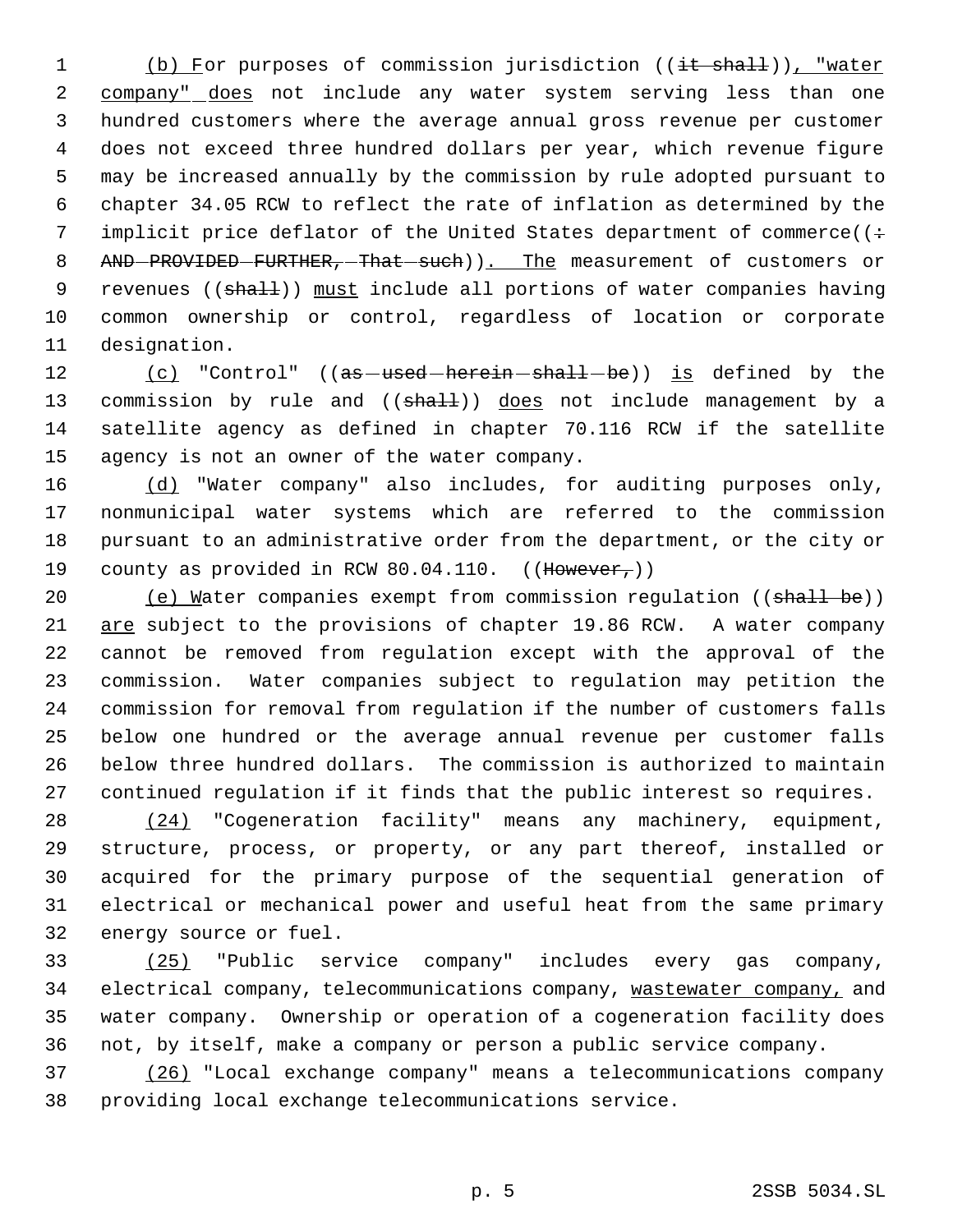(b) For purposes of commission jurisdiction ((~~it shall~~)), "water company" does not include any water system serving less than one hundred customers where the average annual gross revenue per customer does not exceed three hundred dollars per year, which revenue figure may be increased annually by the commission by rule adopted pursuant to chapter 34.05 RCW to reflect the rate of inflation as determined by the implicit price deflator of the United States department of commerce((~~: AND PROVIDED FURTHER, That such~~)). The measurement of customers or revenues ((~~shall~~)) must include all portions of water companies having common ownership or control, regardless of location or corporate designation.

(c) "Control" ((~~as used herein shall be~~)) is defined by the commission by rule and ((~~shall~~)) does not include management by a satellite agency as defined in chapter 70.116 RCW if the satellite agency is not an owner of the water company.

(d) "Water company" also includes, for auditing purposes only, nonmunicipal water systems which are referred to the commission pursuant to an administrative order from the department, or the city or county as provided in RCW 80.04.110. ((~~However,~~))

(e) Water companies exempt from commission regulation ((~~shall be~~)) are subject to the provisions of chapter 19.86 RCW. A water company cannot be removed from regulation except with the approval of the commission. Water companies subject to regulation may petition the commission for removal from regulation if the number of customers falls below one hundred or the average annual revenue per customer falls below three hundred dollars. The commission is authorized to maintain continued regulation if it finds that the public interest so requires.

(24) "Cogeneration facility" means any machinery, equipment, structure, process, or property, or any part thereof, installed or acquired for the primary purpose of the sequential generation of electrical or mechanical power and useful heat from the same primary energy source or fuel.

(25) "Public service company" includes every gas company, electrical company, telecommunications company, wastewater company, and water company. Ownership or operation of a cogeneration facility does not, by itself, make a company or person a public service company.

(26) "Local exchange company" means a telecommunications company providing local exchange telecommunications service.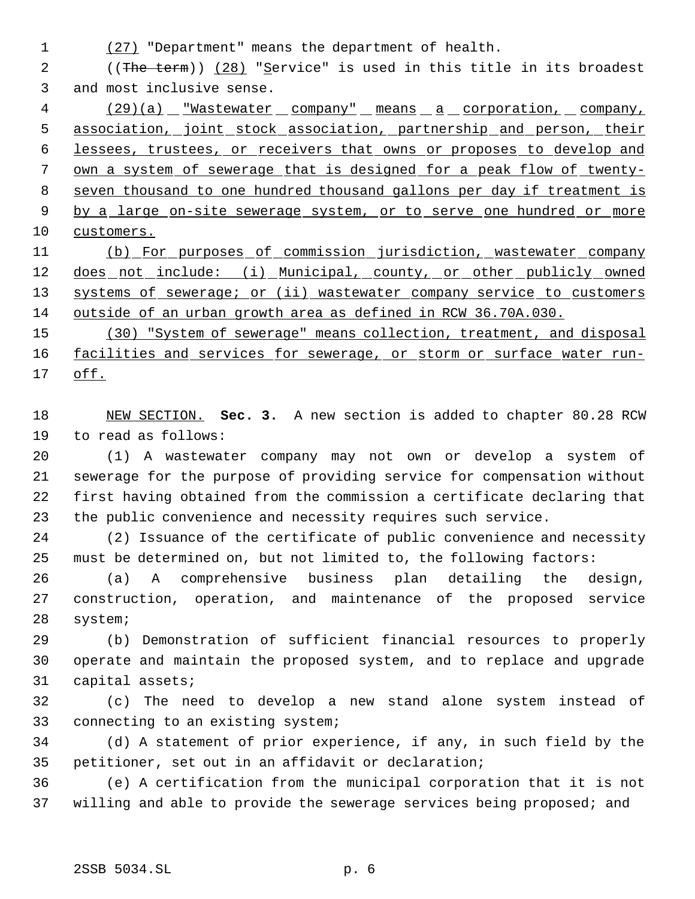(27) "Department" means the department of health.

((The term)) (28) "Service" is used in this title in its broadest and most inclusive sense.

(29)(a) "Wastewater company" means a corporation, company, association, joint stock association, partnership and person, their lessees, trustees, or receivers that owns or proposes to develop and own a system of sewerage that is designed for a peak flow of twenty-seven thousand to one hundred thousand gallons per day if treatment is by a large on-site sewerage system, or to serve one hundred or more customers.

(b) For purposes of commission jurisdiction, wastewater company does not include: (i) Municipal, county, or other publicly owned systems of sewerage; or (ii) wastewater company service to customers outside of an urban growth area as defined in RCW 36.70A.030.

(30) "System of sewerage" means collection, treatment, and disposal facilities and services for sewerage, or storm or surface water run-off.

NEW SECTION. **Sec. 3.** A new section is added to chapter 80.28 RCW to read as follows:

(1) A wastewater company may not own or develop a system of sewerage for the purpose of providing service for compensation without first having obtained from the commission a certificate declaring that the public convenience and necessity requires such service.

(2) Issuance of the certificate of public convenience and necessity must be determined on, but not limited to, the following factors:

(a) A comprehensive business plan detailing the design, construction, operation, and maintenance of the proposed service system;

(b) Demonstration of sufficient financial resources to properly operate and maintain the proposed system, and to replace and upgrade capital assets;

(c) The need to develop a new stand alone system instead of connecting to an existing system;

(d) A statement of prior experience, if any, in such field by the petitioner, set out in an affidavit or declaration;

(e) A certification from the municipal corporation that it is not willing and able to provide the sewerage services being proposed; and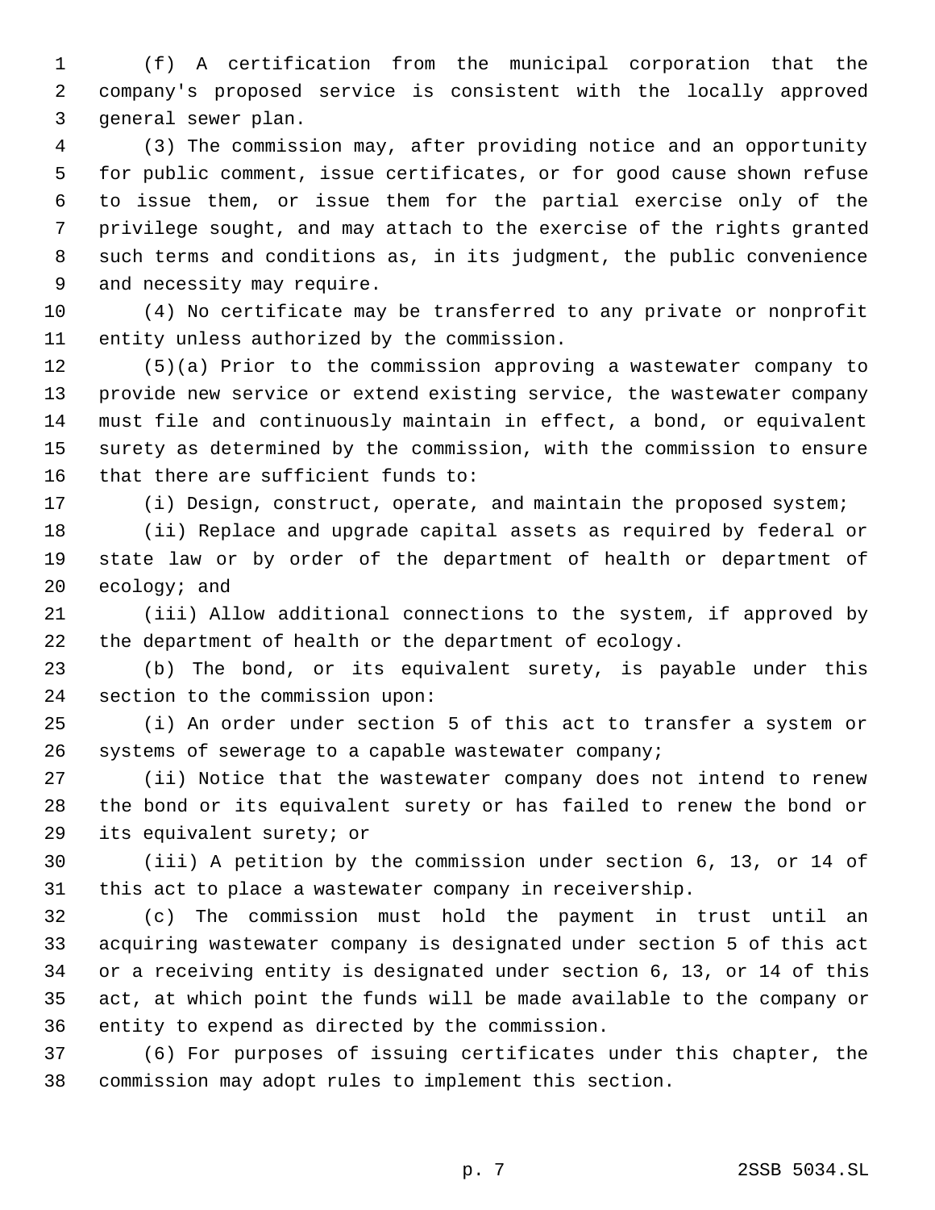(f) A certification from the municipal corporation that the company's proposed service is consistent with the locally approved general sewer plan.

(3) The commission may, after providing notice and an opportunity for public comment, issue certificates, or for good cause shown refuse to issue them, or issue them for the partial exercise only of the privilege sought, and may attach to the exercise of the rights granted such terms and conditions as, in its judgment, the public convenience and necessity may require.

(4) No certificate may be transferred to any private or nonprofit entity unless authorized by the commission.

(5)(a) Prior to the commission approving a wastewater company to provide new service or extend existing service, the wastewater company must file and continuously maintain in effect, a bond, or equivalent surety as determined by the commission, with the commission to ensure that there are sufficient funds to:

(i) Design, construct, operate, and maintain the proposed system;

(ii) Replace and upgrade capital assets as required by federal or state law or by order of the department of health or department of ecology; and

(iii) Allow additional connections to the system, if approved by the department of health or the department of ecology.

(b) The bond, or its equivalent surety, is payable under this section to the commission upon:

(i) An order under section 5 of this act to transfer a system or systems of sewerage to a capable wastewater company;

(ii) Notice that the wastewater company does not intend to renew the bond or its equivalent surety or has failed to renew the bond or its equivalent surety; or

(iii) A petition by the commission under section 6, 13, or 14 of this act to place a wastewater company in receivership.

(c) The commission must hold the payment in trust until an acquiring wastewater company is designated under section 5 of this act or a receiving entity is designated under section 6, 13, or 14 of this act, at which point the funds will be made available to the company or entity to expend as directed by the commission.

(6) For purposes of issuing certificates under this chapter, the commission may adopt rules to implement this section.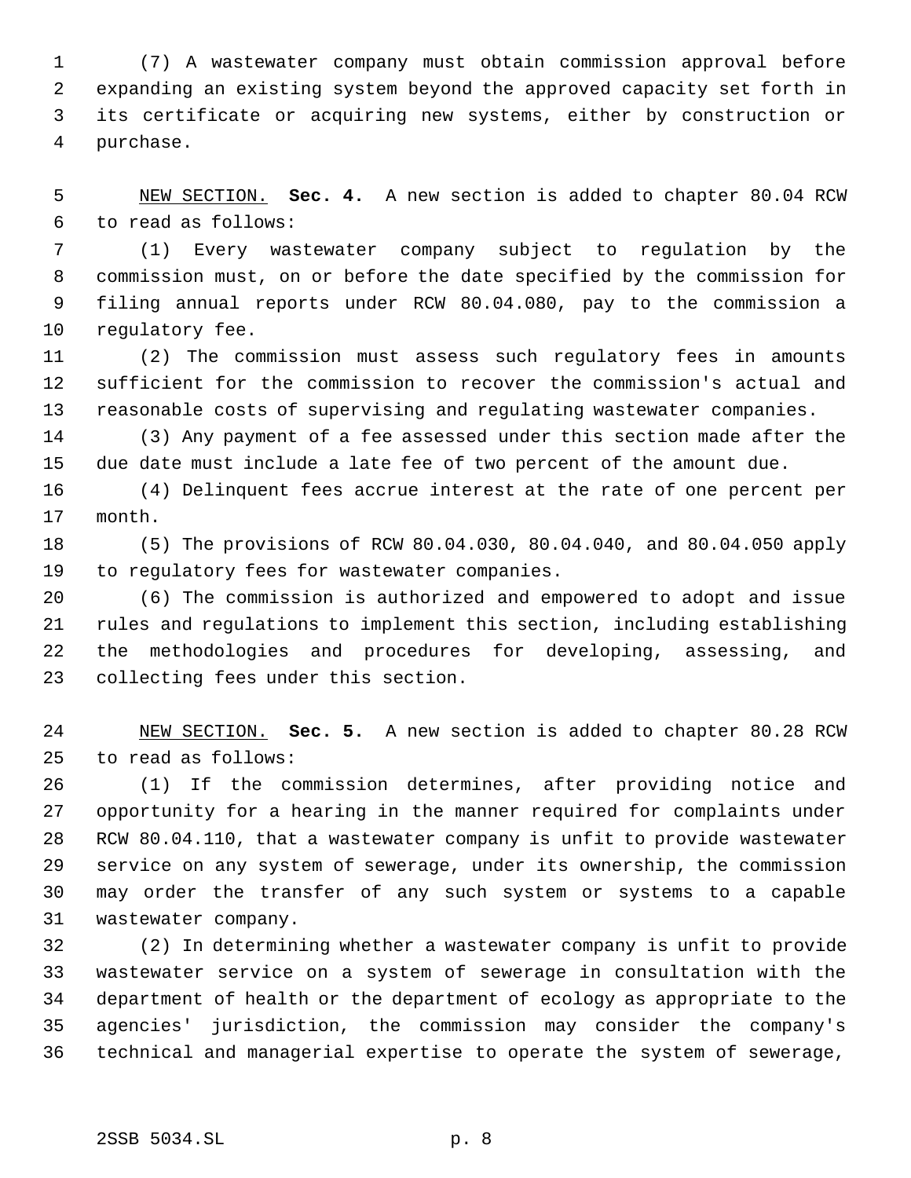(7) A wastewater company must obtain commission approval before expanding an existing system beyond the approved capacity set forth in its certificate or acquiring new systems, either by construction or purchase.

NEW SECTION. **Sec. 4.** A new section is added to chapter 80.04 RCW to read as follows:

(1) Every wastewater company subject to regulation by the commission must, on or before the date specified by the commission for filing annual reports under RCW 80.04.080, pay to the commission a regulatory fee.

(2) The commission must assess such regulatory fees in amounts sufficient for the commission to recover the commission's actual and reasonable costs of supervising and regulating wastewater companies.

(3) Any payment of a fee assessed under this section made after the due date must include a late fee of two percent of the amount due.

(4) Delinquent fees accrue interest at the rate of one percent per month.

(5) The provisions of RCW 80.04.030, 80.04.040, and 80.04.050 apply to regulatory fees for wastewater companies.

(6) The commission is authorized and empowered to adopt and issue rules and regulations to implement this section, including establishing the methodologies and procedures for developing, assessing, and collecting fees under this section.

NEW SECTION. **Sec. 5.** A new section is added to chapter 80.28 RCW to read as follows:

(1) If the commission determines, after providing notice and opportunity for a hearing in the manner required for complaints under RCW 80.04.110, that a wastewater company is unfit to provide wastewater service on any system of sewerage, under its ownership, the commission may order the transfer of any such system or systems to a capable wastewater company.

(2) In determining whether a wastewater company is unfit to provide wastewater service on a system of sewerage in consultation with the department of health or the department of ecology as appropriate to the agencies' jurisdiction, the commission may consider the company's technical and managerial expertise to operate the system of sewerage,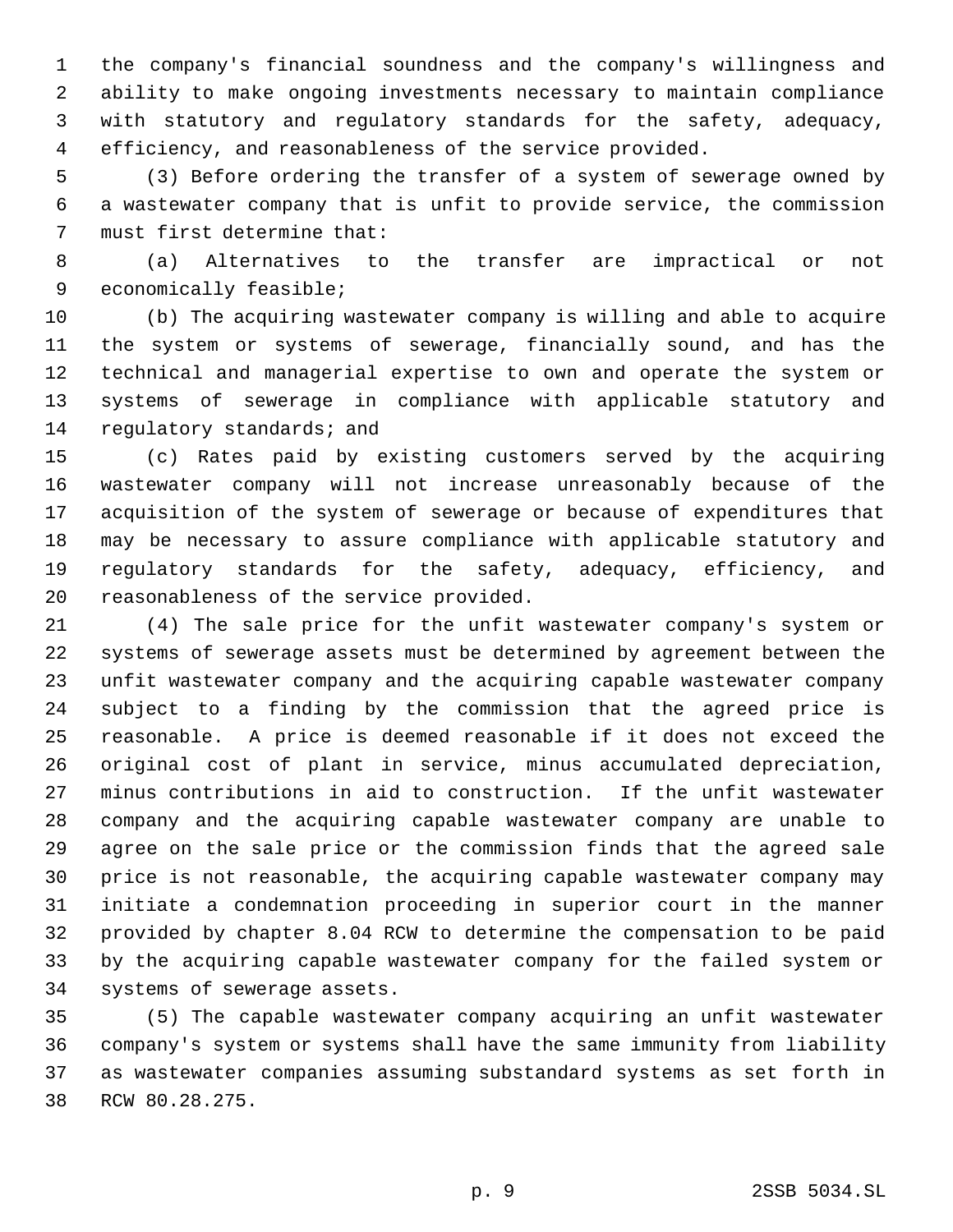the company's financial soundness and the company's willingness and ability to make ongoing investments necessary to maintain compliance with statutory and regulatory standards for the safety, adequacy, efficiency, and reasonableness of the service provided.

(3) Before ordering the transfer of a system of sewerage owned by a wastewater company that is unfit to provide service, the commission must first determine that:

(a) Alternatives to the transfer are impractical or not economically feasible;

(b) The acquiring wastewater company is willing and able to acquire the system or systems of sewerage, financially sound, and has the technical and managerial expertise to own and operate the system or systems of sewerage in compliance with applicable statutory and regulatory standards; and

(c) Rates paid by existing customers served by the acquiring wastewater company will not increase unreasonably because of the acquisition of the system of sewerage or because of expenditures that may be necessary to assure compliance with applicable statutory and regulatory standards for the safety, adequacy, efficiency, and reasonableness of the service provided.

(4) The sale price for the unfit wastewater company's system or systems of sewerage assets must be determined by agreement between the unfit wastewater company and the acquiring capable wastewater company subject to a finding by the commission that the agreed price is reasonable. A price is deemed reasonable if it does not exceed the original cost of plant in service, minus accumulated depreciation, minus contributions in aid to construction. If the unfit wastewater company and the acquiring capable wastewater company are unable to agree on the sale price or the commission finds that the agreed sale price is not reasonable, the acquiring capable wastewater company may initiate a condemnation proceeding in superior court in the manner provided by chapter 8.04 RCW to determine the compensation to be paid by the acquiring capable wastewater company for the failed system or systems of sewerage assets.

(5) The capable wastewater company acquiring an unfit wastewater company's system or systems shall have the same immunity from liability as wastewater companies assuming substandard systems as set forth in RCW 80.28.275.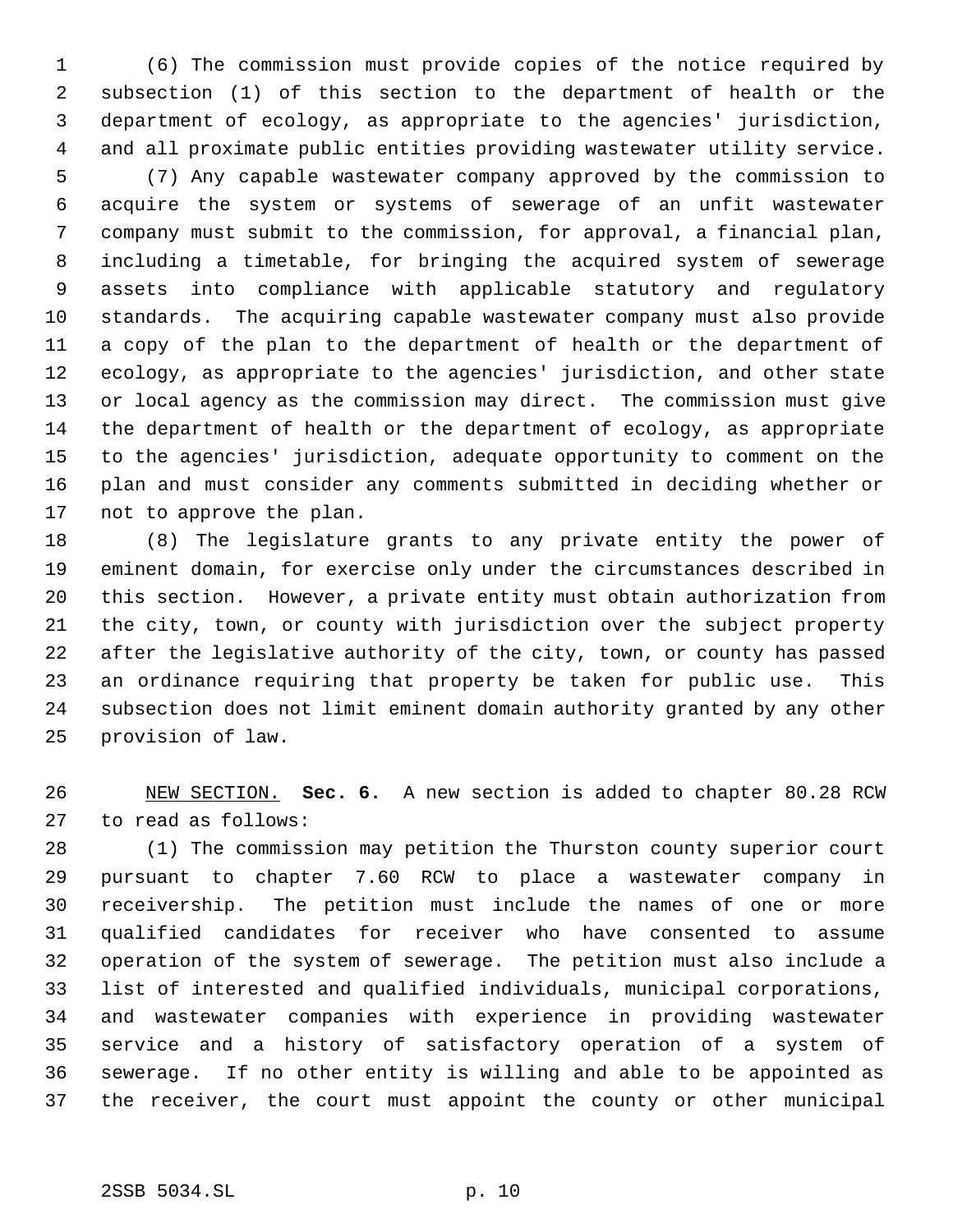(6) The commission must provide copies of the notice required by subsection (1) of this section to the department of health or the department of ecology, as appropriate to the agencies' jurisdiction, and all proximate public entities providing wastewater utility service.

(7) Any capable wastewater company approved by the commission to acquire the system or systems of sewerage of an unfit wastewater company must submit to the commission, for approval, a financial plan, including a timetable, for bringing the acquired system of sewerage assets into compliance with applicable statutory and regulatory standards. The acquiring capable wastewater company must also provide a copy of the plan to the department of health or the department of ecology, as appropriate to the agencies' jurisdiction, and other state or local agency as the commission may direct. The commission must give the department of health or the department of ecology, as appropriate to the agencies' jurisdiction, adequate opportunity to comment on the plan and must consider any comments submitted in deciding whether or not to approve the plan.

(8) The legislature grants to any private entity the power of eminent domain, for exercise only under the circumstances described in this section. However, a private entity must obtain authorization from the city, town, or county with jurisdiction over the subject property after the legislative authority of the city, town, or county has passed an ordinance requiring that property be taken for public use. This subsection does not limit eminent domain authority granted by any other provision of law.

NEW SECTION. **Sec. 6.** A new section is added to chapter 80.28 RCW to read as follows:

(1) The commission may petition the Thurston county superior court pursuant to chapter 7.60 RCW to place a wastewater company in receivership. The petition must include the names of one or more qualified candidates for receiver who have consented to assume operation of the system of sewerage. The petition must also include a list of interested and qualified individuals, municipal corporations, and wastewater companies with experience in providing wastewater service and a history of satisfactory operation of a system of sewerage. If no other entity is willing and able to be appointed as the receiver, the court must appoint the county or other municipal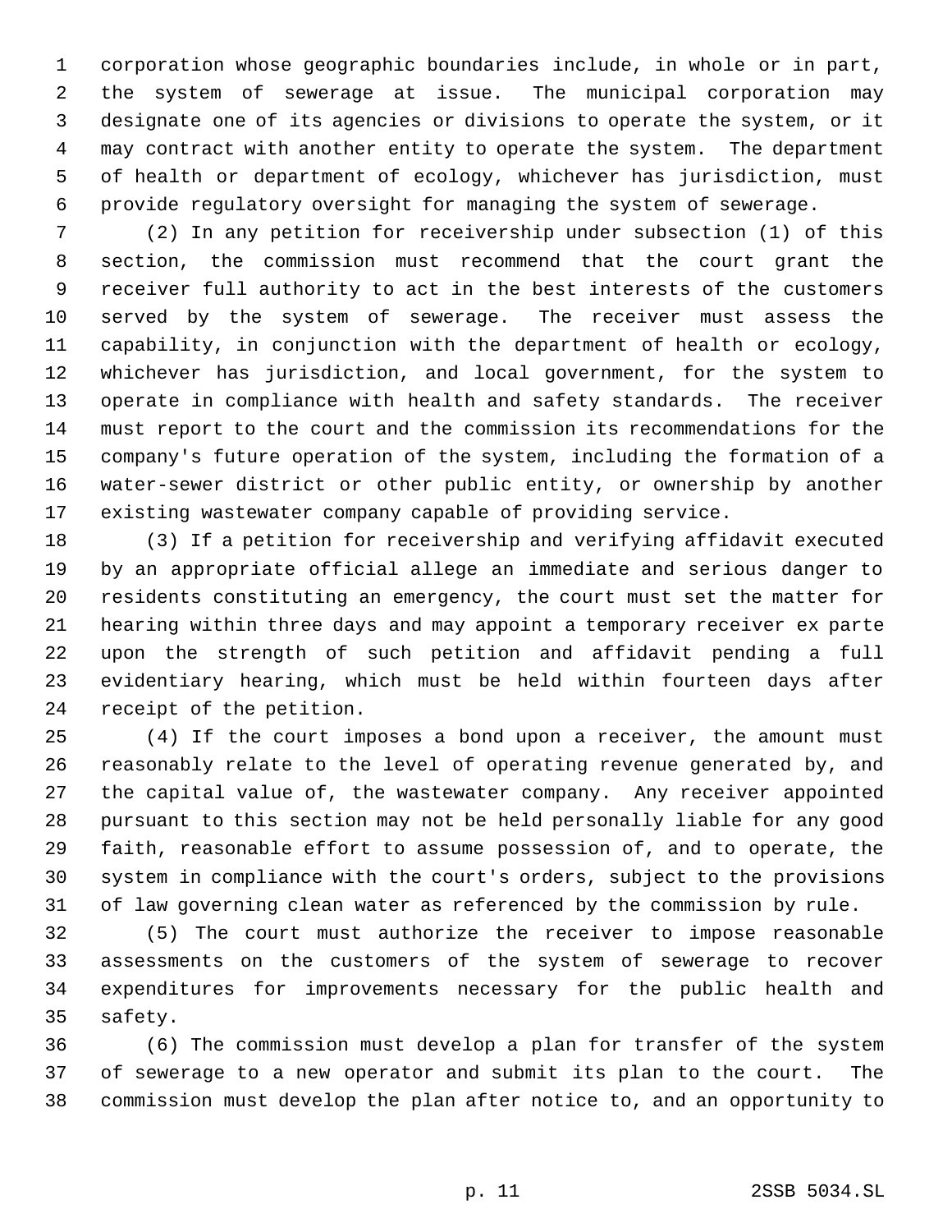corporation whose geographic boundaries include, in whole or in part, the system of sewerage at issue. The municipal corporation may designate one of its agencies or divisions to operate the system, or it may contract with another entity to operate the system. The department of health or department of ecology, whichever has jurisdiction, must provide regulatory oversight for managing the system of sewerage.

(2) In any petition for receivership under subsection (1) of this section, the commission must recommend that the court grant the receiver full authority to act in the best interests of the customers served by the system of sewerage. The receiver must assess the capability, in conjunction with the department of health or ecology, whichever has jurisdiction, and local government, for the system to operate in compliance with health and safety standards. The receiver must report to the court and the commission its recommendations for the company's future operation of the system, including the formation of a water-sewer district or other public entity, or ownership by another existing wastewater company capable of providing service.

(3) If a petition for receivership and verifying affidavit executed by an appropriate official allege an immediate and serious danger to residents constituting an emergency, the court must set the matter for hearing within three days and may appoint a temporary receiver ex parte upon the strength of such petition and affidavit pending a full evidentiary hearing, which must be held within fourteen days after receipt of the petition.

(4) If the court imposes a bond upon a receiver, the amount must reasonably relate to the level of operating revenue generated by, and the capital value of, the wastewater company. Any receiver appointed pursuant to this section may not be held personally liable for any good faith, reasonable effort to assume possession of, and to operate, the system in compliance with the court's orders, subject to the provisions of law governing clean water as referenced by the commission by rule.

(5) The court must authorize the receiver to impose reasonable assessments on the customers of the system of sewerage to recover expenditures for improvements necessary for the public health and safety.

(6) The commission must develop a plan for transfer of the system of sewerage to a new operator and submit its plan to the court. The commission must develop the plan after notice to, and an opportunity to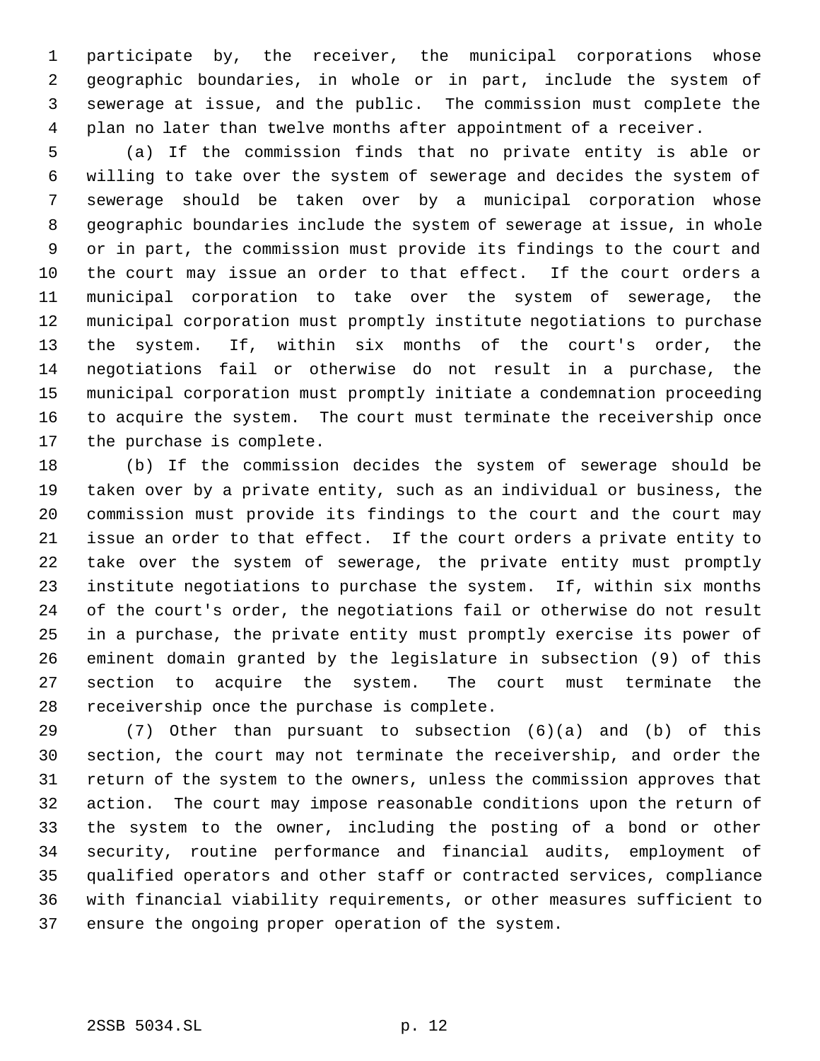participate by, the receiver, the municipal corporations whose geographic boundaries, in whole or in part, include the system of sewerage at issue, and the public. The commission must complete the plan no later than twelve months after appointment of a receiver.

(a) If the commission finds that no private entity is able or willing to take over the system of sewerage and decides the system of sewerage should be taken over by a municipal corporation whose geographic boundaries include the system of sewerage at issue, in whole or in part, the commission must provide its findings to the court and the court may issue an order to that effect. If the court orders a municipal corporation to take over the system of sewerage, the municipal corporation must promptly institute negotiations to purchase the system. If, within six months of the court's order, the negotiations fail or otherwise do not result in a purchase, the municipal corporation must promptly initiate a condemnation proceeding to acquire the system. The court must terminate the receivership once the purchase is complete.

(b) If the commission decides the system of sewerage should be taken over by a private entity, such as an individual or business, the commission must provide its findings to the court and the court may issue an order to that effect. If the court orders a private entity to take over the system of sewerage, the private entity must promptly institute negotiations to purchase the system. If, within six months of the court's order, the negotiations fail or otherwise do not result in a purchase, the private entity must promptly exercise its power of eminent domain granted by the legislature in subsection (9) of this section to acquire the system. The court must terminate the receivership once the purchase is complete.

(7) Other than pursuant to subsection (6)(a) and (b) of this section, the court may not terminate the receivership, and order the return of the system to the owners, unless the commission approves that action. The court may impose reasonable conditions upon the return of the system to the owner, including the posting of a bond or other security, routine performance and financial audits, employment of qualified operators and other staff or contracted services, compliance with financial viability requirements, or other measures sufficient to ensure the ongoing proper operation of the system.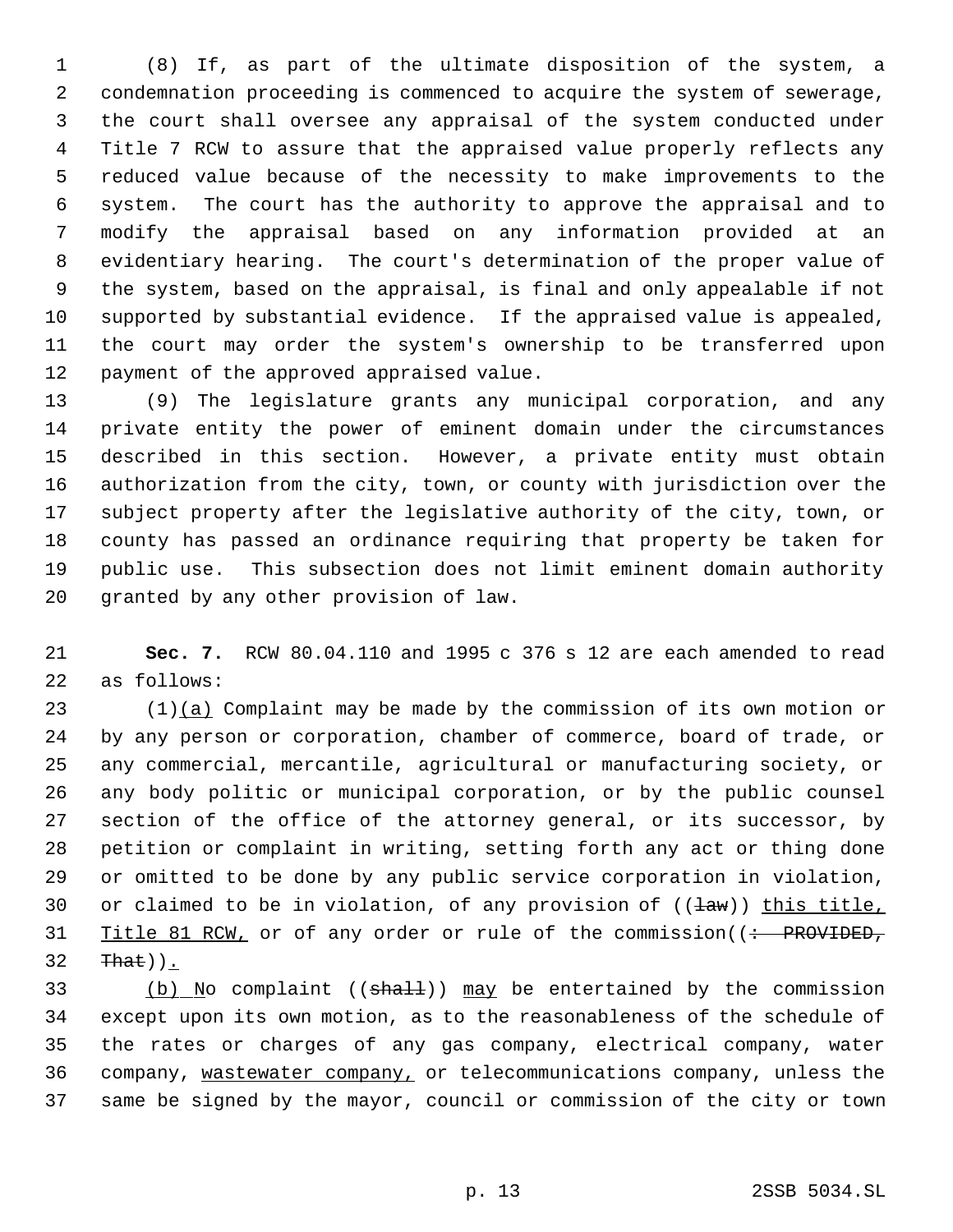(8) If, as part of the ultimate disposition of the system, a condemnation proceeding is commenced to acquire the system of sewerage, the court shall oversee any appraisal of the system conducted under Title 7 RCW to assure that the appraised value properly reflects any reduced value because of the necessity to make improvements to the system. The court has the authority to approve the appraisal and to modify the appraisal based on any information provided at an evidentiary hearing. The court's determination of the proper value of the system, based on the appraisal, is final and only appealable if not supported by substantial evidence. If the appraised value is appealed, the court may order the system's ownership to be transferred upon payment of the approved appraised value.

(9) The legislature grants any municipal corporation, and any private entity the power of eminent domain under the circumstances described in this section. However, a private entity must obtain authorization from the city, town, or county with jurisdiction over the subject property after the legislative authority of the city, town, or county has passed an ordinance requiring that property be taken for public use. This subsection does not limit eminent domain authority granted by any other provision of law.

**Sec. 7.** RCW 80.04.110 and 1995 c 376 s 12 are each amended to read as follows:

(1)(a) Complaint may be made by the commission of its own motion or by any person or corporation, chamber of commerce, board of trade, or any commercial, mercantile, agricultural or manufacturing society, or any body politic or municipal corporation, or by the public counsel section of the office of the attorney general, or its successor, by petition or complaint in writing, setting forth any act or thing done or omitted to be done by any public service corporation in violation, or claimed to be in violation, of any provision of ((~~law~~)) this title, Title 81 RCW, or of any order or rule of the commission((~~: PROVIDED, That~~)).

(b) No complaint ((~~shall~~)) may be entertained by the commission except upon its own motion, as to the reasonableness of the schedule of the rates or charges of any gas company, electrical company, water company, wastewater company, or telecommunications company, unless the same be signed by the mayor, council or commission of the city or town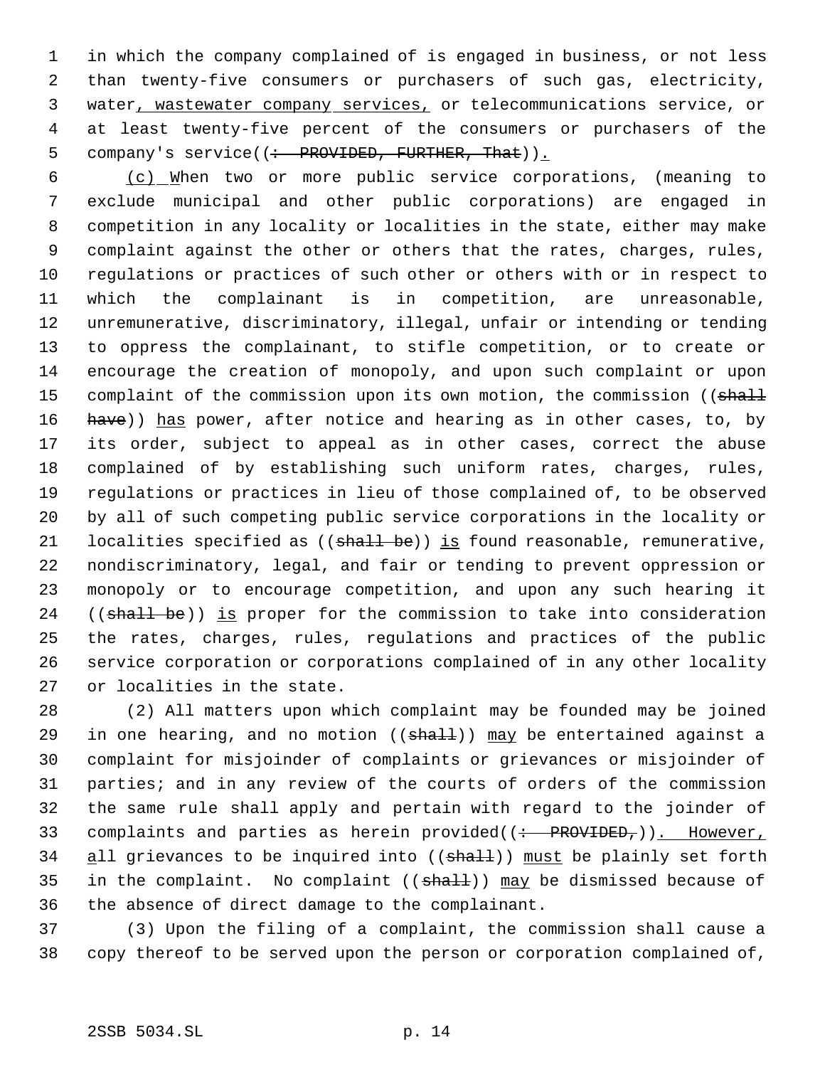in which the company complained of is engaged in business, or not less than twenty-five consumers or purchasers of such gas, electricity, water, wastewater company services, or telecommunications service, or at least twenty-five percent of the consumers or purchasers of the company's service((: PROVIDED, FURTHER, That)).

(c) When two or more public service corporations, (meaning to exclude municipal and other public corporations) are engaged in competition in any locality or localities in the state, either may make complaint against the other or others that the rates, charges, rules, regulations or practices of such other or others with or in respect to which the complainant is in competition, are unreasonable, unremunerative, discriminatory, illegal, unfair or intending or tending to oppress the complainant, to stifle competition, or to create or encourage the creation of monopoly, and upon such complaint or upon complaint of the commission upon its own motion, the commission ((shall have)) has power, after notice and hearing as in other cases, to, by its order, subject to appeal as in other cases, correct the abuse complained of by establishing such uniform rates, charges, rules, regulations or practices in lieu of those complained of, to be observed by all of such competing public service corporations in the locality or localities specified as ((shall be)) is found reasonable, remunerative, nondiscriminatory, legal, and fair or tending to prevent oppression or monopoly or to encourage competition, and upon any such hearing it ((shall be)) is proper for the commission to take into consideration the rates, charges, rules, regulations and practices of the public service corporation or corporations complained of in any other locality or localities in the state.

(2) All matters upon which complaint may be founded may be joined in one hearing, and no motion ((shall)) may be entertained against a complaint for misjoinder of complaints or grievances or misjoinder of parties; and in any review of the courts of orders of the commission the same rule shall apply and pertain with regard to the joinder of complaints and parties as herein provided((: PROVIDED,)). However, all grievances to be inquired into ((shall)) must be plainly set forth in the complaint. No complaint ((shall)) may be dismissed because of the absence of direct damage to the complainant.

(3) Upon the filing of a complaint, the commission shall cause a copy thereof to be served upon the person or corporation complained of,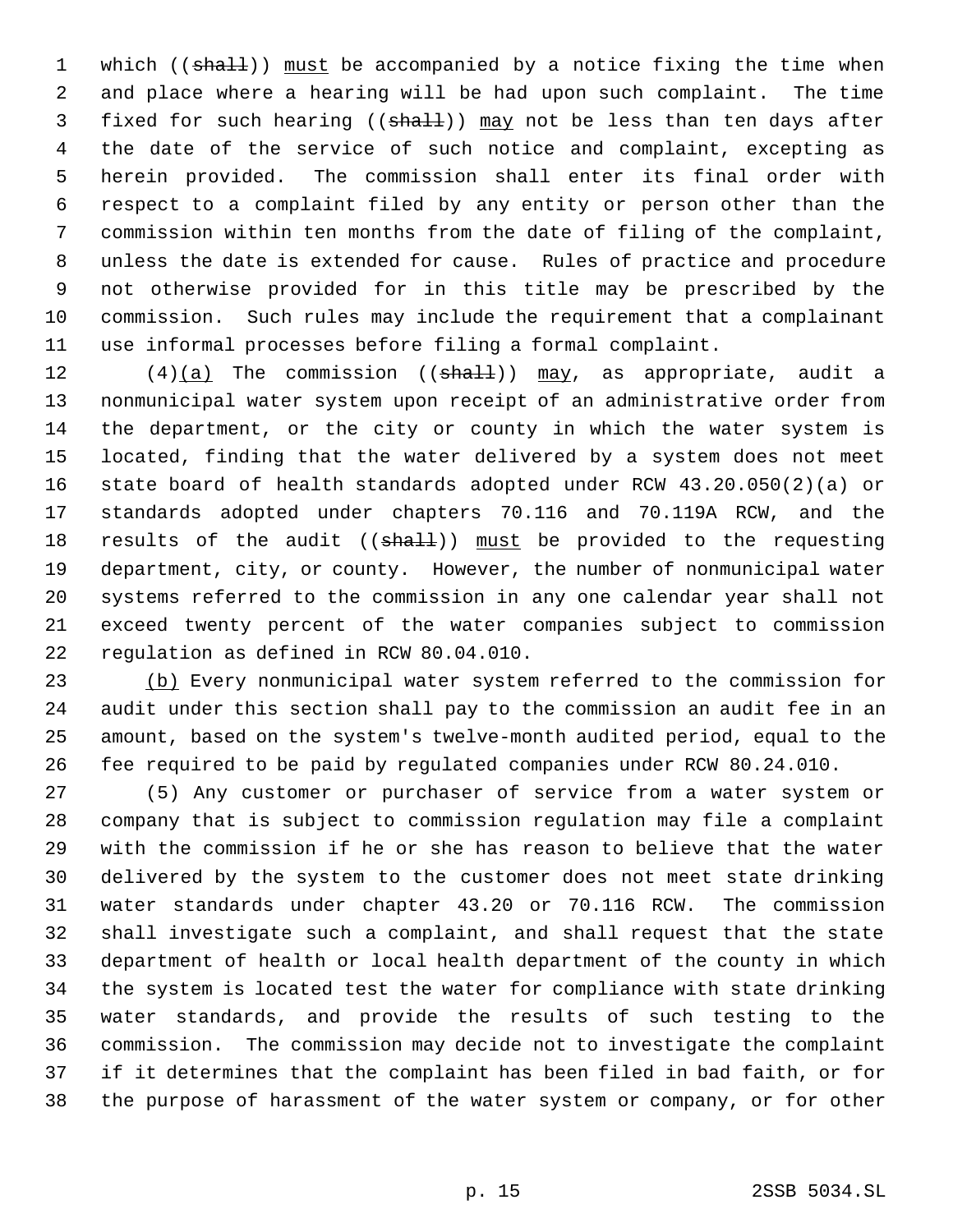which ((~~shall~~)) must be accompanied by a notice fixing the time when and place where a hearing will be had upon such complaint. The time fixed for such hearing ((~~shall~~)) may not be less than ten days after the date of the service of such notice and complaint, excepting as herein provided. The commission shall enter its final order with respect to a complaint filed by any entity or person other than the commission within ten months from the date of filing of the complaint, unless the date is extended for cause. Rules of practice and procedure not otherwise provided for in this title may be prescribed by the commission. Such rules may include the requirement that a complainant use informal processes before filing a formal complaint.

(4)(a) The commission ((~~shall~~)) may, as appropriate, audit a nonmunicipal water system upon receipt of an administrative order from the department, or the city or county in which the water system is located, finding that the water delivered by a system does not meet state board of health standards adopted under RCW 43.20.050(2)(a) or standards adopted under chapters 70.116 and 70.119A RCW, and the results of the audit ((~~shall~~)) must be provided to the requesting department, city, or county. However, the number of nonmunicipal water systems referred to the commission in any one calendar year shall not exceed twenty percent of the water companies subject to commission regulation as defined in RCW 80.04.010.

(b) Every nonmunicipal water system referred to the commission for audit under this section shall pay to the commission an audit fee in an amount, based on the system's twelve-month audited period, equal to the fee required to be paid by regulated companies under RCW 80.24.010.

(5) Any customer or purchaser of service from a water system or company that is subject to commission regulation may file a complaint with the commission if he or she has reason to believe that the water delivered by the system to the customer does not meet state drinking water standards under chapter 43.20 or 70.116 RCW. The commission shall investigate such a complaint, and shall request that the state department of health or local health department of the county in which the system is located test the water for compliance with state drinking water standards, and provide the results of such testing to the commission. The commission may decide not to investigate the complaint if it determines that the complaint has been filed in bad faith, or for the purpose of harassment of the water system or company, or for other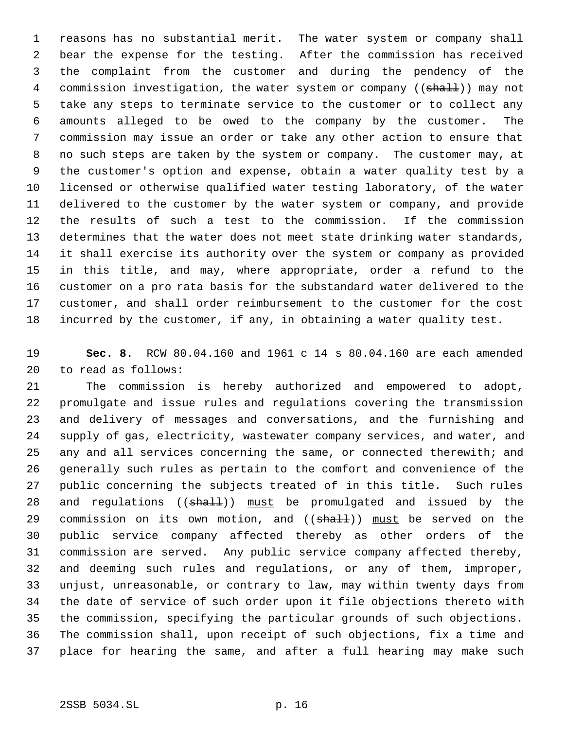reasons has no substantial merit. The water system or company shall bear the expense for the testing. After the commission has received the complaint from the customer and during the pendency of the commission investigation, the water system or company ((~~shall~~)) <u>may</u> not take any steps to terminate service to the customer or to collect any amounts alleged to be owed to the company by the customer. The commission may issue an order or take any other action to ensure that no such steps are taken by the system or company. The customer may, at the customer's option and expense, obtain a water quality test by a licensed or otherwise qualified water testing laboratory, of the water delivered to the customer by the water system or company, and provide the results of such a test to the commission. If the commission determines that the water does not meet state drinking water standards, it shall exercise its authority over the system or company as provided in this title, and may, where appropriate, order a refund to the customer on a pro rata basis for the substandard water delivered to the customer, and shall order reimbursement to the customer for the cost incurred by the customer, if any, in obtaining a water quality test.

**Sec. 8.** RCW 80.04.160 and 1961 c 14 s 80.04.160 are each amended to read as follows:

The commission is hereby authorized and empowered to adopt, promulgate and issue rules and regulations covering the transmission and delivery of messages and conversations, and the furnishing and supply of gas, electricity<u>, wastewater company services,</u> and water, and any and all services concerning the same, or connected therewith; and generally such rules as pertain to the comfort and convenience of the public concerning the subjects treated of in this title. Such rules and regulations ((~~shall~~)) <u>must</u> be promulgated and issued by the commission on its own motion, and ((~~shall~~)) <u>must</u> be served on the public service company affected thereby as other orders of the commission are served. Any public service company affected thereby, and deeming such rules and regulations, or any of them, improper, unjust, unreasonable, or contrary to law, may within twenty days from the date of service of such order upon it file objections thereto with the commission, specifying the particular grounds of such objections. The commission shall, upon receipt of such objections, fix a time and place for hearing the same, and after a full hearing may make such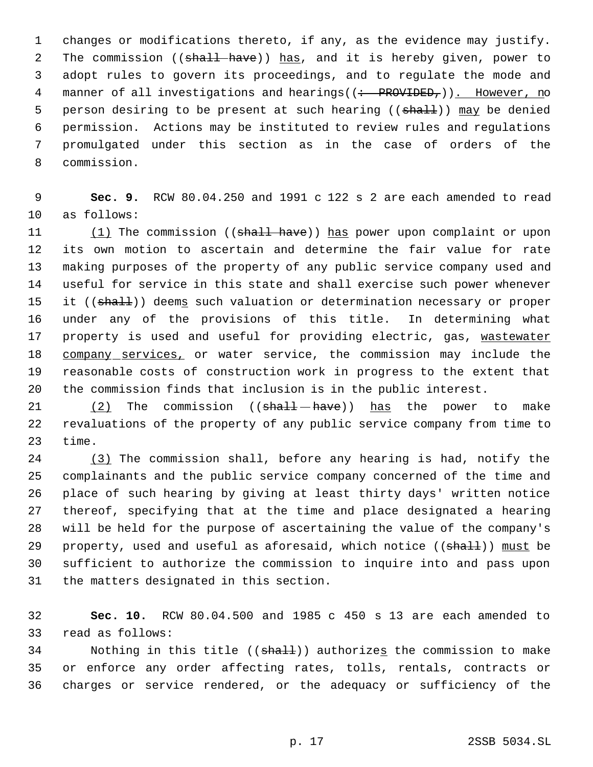changes or modifications thereto, if any, as the evidence may justify. The commission ((~~shall have~~)) <u>has</u>, and it is hereby given, power to adopt rules to govern its proceedings, and to regulate the mode and manner of all investigations and hearings((~~: PROVIDED,~~))<u>. However, n</u>o person desiring to be present at such hearing ((~~shall~~)) <u>may</u> be denied permission. Actions may be instituted to review rules and regulations promulgated under this section as in the case of orders of the commission.

**Sec. 9.** RCW 80.04.250 and 1991 c 122 s 2 are each amended to read as follows:

<u>(1)</u> The commission ((~~shall have~~)) <u>has</u> power upon complaint or upon its own motion to ascertain and determine the fair value for rate making purposes of the property of any public service company used and useful for service in this state and shall exercise such power whenever it ((~~shall~~)) deem<u>s</u> such valuation or determination necessary or proper under any of the provisions of this title. In determining what property is used and useful for providing electric, gas, <u>wastewater company services,</u> or water service, the commission may include the reasonable costs of construction work in progress to the extent that the commission finds that inclusion is in the public interest.

<u>(2)</u> The commission ((~~shall have~~)) <u>has</u> the power to make revaluations of the property of any public service company from time to time.

<u>(3)</u> The commission shall, before any hearing is had, notify the complainants and the public service company concerned of the time and place of such hearing by giving at least thirty days' written notice thereof, specifying that at the time and place designated a hearing will be held for the purpose of ascertaining the value of the company's property, used and useful as aforesaid, which notice ((~~shall~~)) <u>must</u> be sufficient to authorize the commission to inquire into and pass upon the matters designated in this section.

**Sec. 10.** RCW 80.04.500 and 1985 c 450 s 13 are each amended to read as follows:

Nothing in this title ((~~shall~~)) authorize<u>s</u> the commission to make or enforce any order affecting rates, tolls, rentals, contracts or charges or service rendered, or the adequacy or sufficiency of the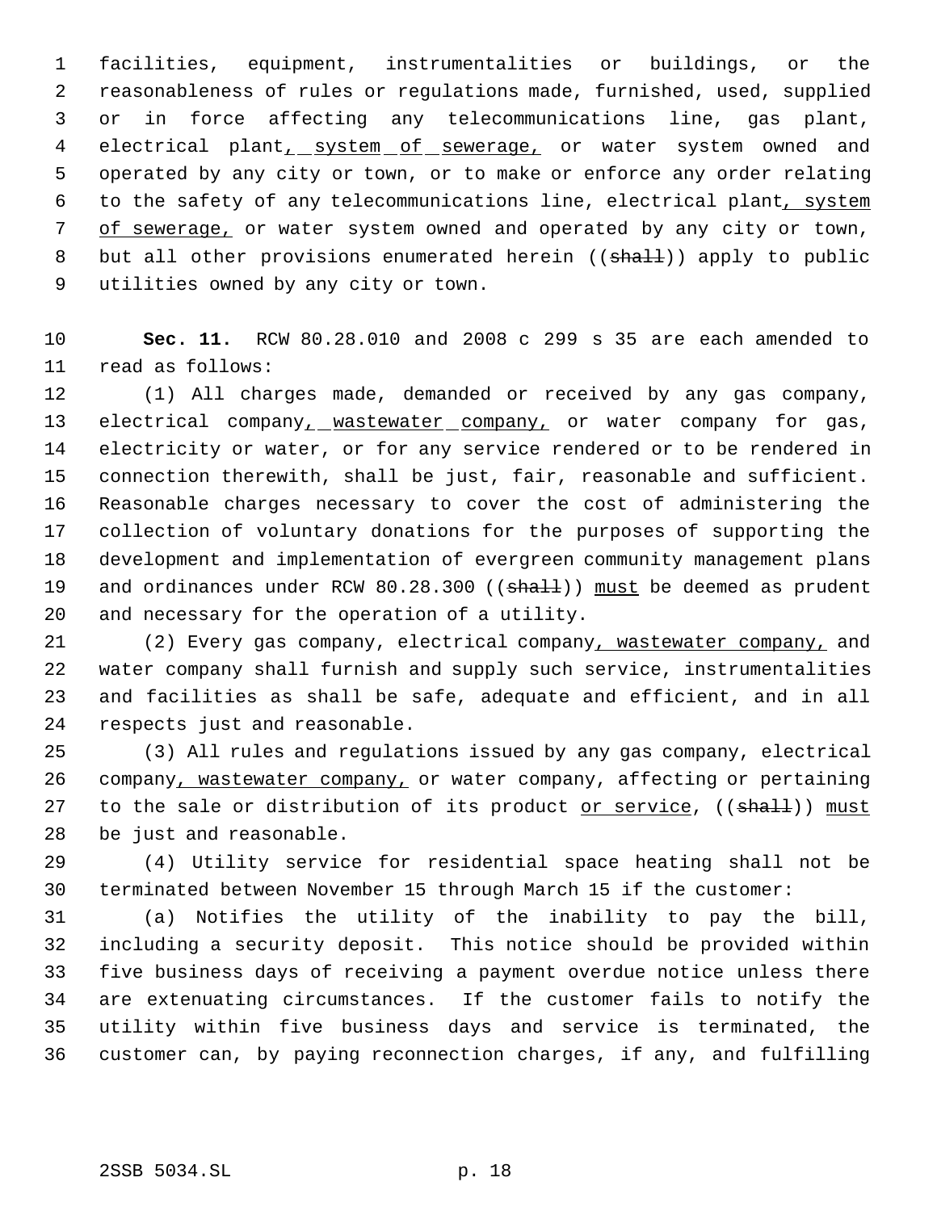facilities, equipment, instrumentalities or buildings, or the reasonableness of rules or regulations made, furnished, used, supplied or in force affecting any telecommunications line, gas plant, electrical plant, system of sewerage, or water system owned and operated by any city or town, or to make or enforce any order relating to the safety of any telecommunications line, electrical plant, system of sewerage, or water system owned and operated by any city or town, but all other provisions enumerated herein ((~~shall~~)) apply to public utilities owned by any city or town.

**Sec. 11.** RCW 80.28.010 and 2008 c 299 s 35 are each amended to read as follows:

(1) All charges made, demanded or received by any gas company, electrical company, wastewater company, or water company for gas, electricity or water, or for any service rendered or to be rendered in connection therewith, shall be just, fair, reasonable and sufficient. Reasonable charges necessary to cover the cost of administering the collection of voluntary donations for the purposes of supporting the development and implementation of evergreen community management plans and ordinances under RCW 80.28.300 ((~~shall~~)) must be deemed as prudent and necessary for the operation of a utility.

(2) Every gas company, electrical company, wastewater company, and water company shall furnish and supply such service, instrumentalities and facilities as shall be safe, adequate and efficient, and in all respects just and reasonable.

(3) All rules and regulations issued by any gas company, electrical company, wastewater company, or water company, affecting or pertaining to the sale or distribution of its product or service, ((~~shall~~)) must be just and reasonable.

(4) Utility service for residential space heating shall not be terminated between November 15 through March 15 if the customer:

(a) Notifies the utility of the inability to pay the bill, including a security deposit. This notice should be provided within five business days of receiving a payment overdue notice unless there are extenuating circumstances. If the customer fails to notify the utility within five business days and service is terminated, the customer can, by paying reconnection charges, if any, and fulfilling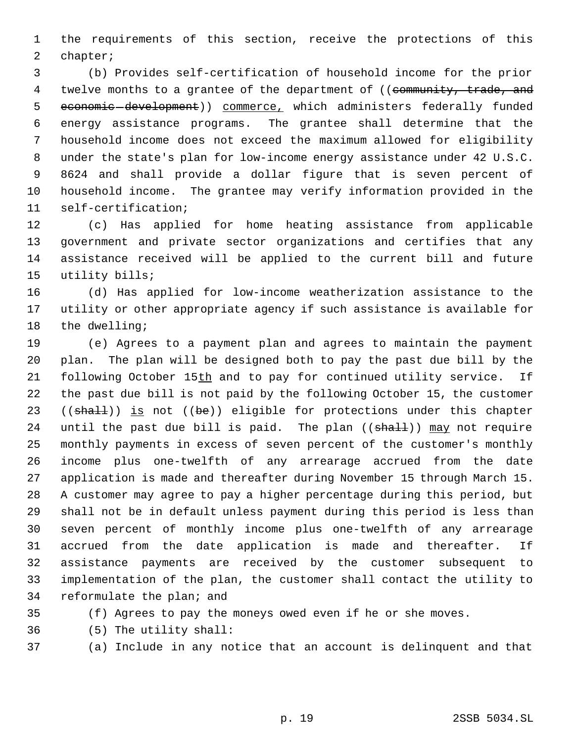the requirements of this section, receive the protections of this chapter;

(b) Provides self-certification of household income for the prior twelve months to a grantee of the department of ((~~community, trade, and economic development~~)) <u>commerce,</u> which administers federally funded energy assistance programs. The grantee shall determine that the household income does not exceed the maximum allowed for eligibility under the state's plan for low-income energy assistance under 42 U.S.C. 8624 and shall provide a dollar figure that is seven percent of household income. The grantee may verify information provided in the self-certification;

(c) Has applied for home heating assistance from applicable government and private sector organizations and certifies that any assistance received will be applied to the current bill and future utility bills;

(d) Has applied for low-income weatherization assistance to the utility or other appropriate agency if such assistance is available for the dwelling;

(e) Agrees to a payment plan and agrees to maintain the payment plan. The plan will be designed both to pay the past due bill by the following October 15<u>th</u> and to pay for continued utility service. If the past due bill is not paid by the following October 15, the customer ((~~shall~~)) <u>is</u> not ((~~be~~)) eligible for protections under this chapter until the past due bill is paid. The plan ((~~shall~~)) <u>may</u> not require monthly payments in excess of seven percent of the customer's monthly income plus one-twelfth of any arrearage accrued from the date application is made and thereafter during November 15 through March 15. A customer may agree to pay a higher percentage during this period, but shall not be in default unless payment during this period is less than seven percent of monthly income plus one-twelfth of any arrearage accrued from the date application is made and thereafter. If assistance payments are received by the customer subsequent to implementation of the plan, the customer shall contact the utility to reformulate the plan; and

(f) Agrees to pay the moneys owed even if he or she moves.

(5) The utility shall:

(a) Include in any notice that an account is delinquent and that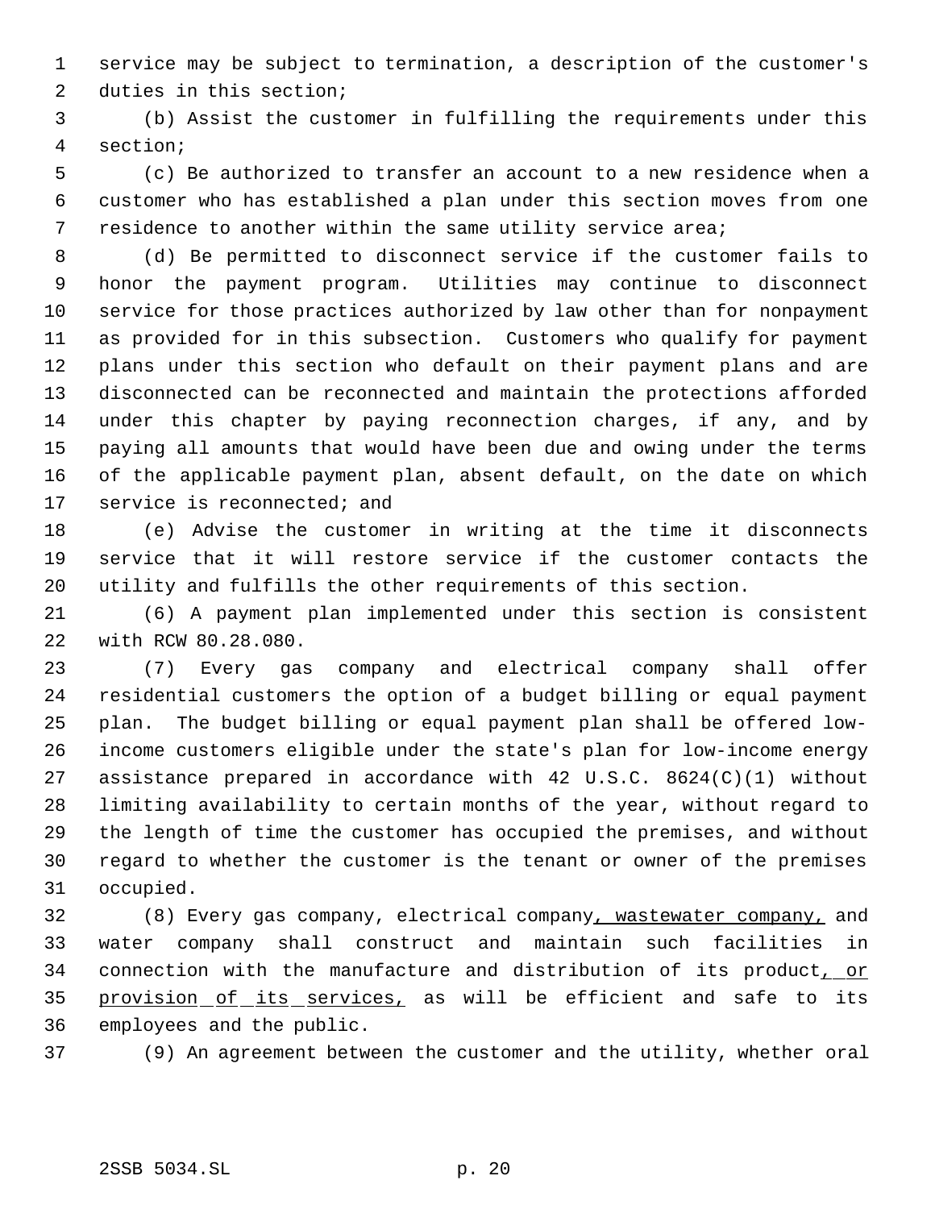service may be subject to termination, a description of the customer's duties in this section;

(b) Assist the customer in fulfilling the requirements under this section;

(c) Be authorized to transfer an account to a new residence when a customer who has established a plan under this section moves from one residence to another within the same utility service area;

(d) Be permitted to disconnect service if the customer fails to honor the payment program. Utilities may continue to disconnect service for those practices authorized by law other than for nonpayment as provided for in this subsection. Customers who qualify for payment plans under this section who default on their payment plans and are disconnected can be reconnected and maintain the protections afforded under this chapter by paying reconnection charges, if any, and by paying all amounts that would have been due and owing under the terms of the applicable payment plan, absent default, on the date on which service is reconnected; and

(e) Advise the customer in writing at the time it disconnects service that it will restore service if the customer contacts the utility and fulfills the other requirements of this section.

(6) A payment plan implemented under this section is consistent with RCW 80.28.080.

(7) Every gas company and electrical company shall offer residential customers the option of a budget billing or equal payment plan. The budget billing or equal payment plan shall be offered low-income customers eligible under the state's plan for low-income energy assistance prepared in accordance with 42 U.S.C. 8624(C)(1) without limiting availability to certain months of the year, without regard to the length of time the customer has occupied the premises, and without regard to whether the customer is the tenant or owner of the premises occupied.

(8) Every gas company, electrical company<u>, wastewater company,</u> and water company shall construct and maintain such facilities in connection with the manufacture and distribution of its product<u>, or provision of its services,</u> as will be efficient and safe to its employees and the public.

(9) An agreement between the customer and the utility, whether oral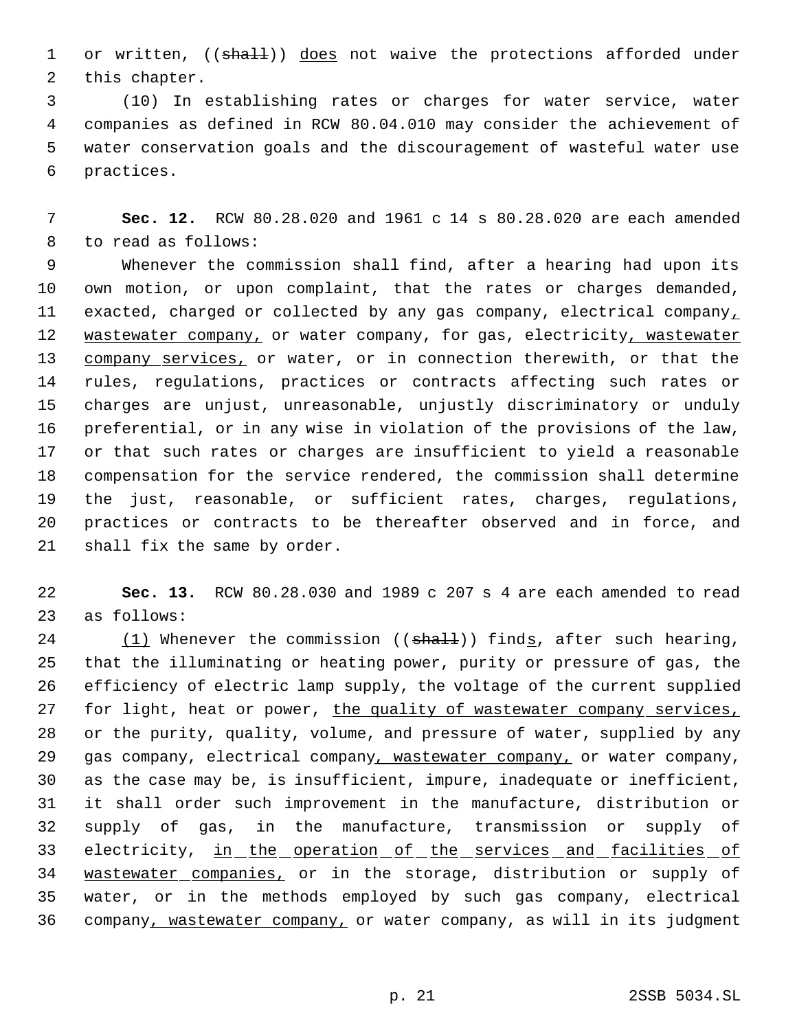or written, ((~~shall~~)) <u>does</u> not waive the protections afforded under this chapter.

(10) In establishing rates or charges for water service, water companies as defined in RCW 80.04.010 may consider the achievement of water conservation goals and the discouragement of wasteful water use practices.

**Sec. 12.** RCW 80.28.020 and 1961 c 14 s 80.28.020 are each amended to read as follows:

Whenever the commission shall find, after a hearing had upon its own motion, or upon complaint, that the rates or charges demanded, exacted, charged or collected by any gas company, electrical company<u>, wastewater company,</u> or water company, for gas, electricity<u>, wastewater company services,</u> or water, or in connection therewith, or that the rules, regulations, practices or contracts affecting such rates or charges are unjust, unreasonable, unjustly discriminatory or unduly preferential, or in any wise in violation of the provisions of the law, or that such rates or charges are insufficient to yield a reasonable compensation for the service rendered, the commission shall determine the just, reasonable, or sufficient rates, charges, regulations, practices or contracts to be thereafter observed and in force, and shall fix the same by order.

**Sec. 13.** RCW 80.28.030 and 1989 c 207 s 4 are each amended to read as follows:

<u>(1)</u> Whenever the commission ((~~shall~~)) find<u>s</u>, after such hearing, that the illuminating or heating power, purity or pressure of gas, the efficiency of electric lamp supply, the voltage of the current supplied for light, heat or power, <u>the quality of wastewater company services,</u> or the purity, quality, volume, and pressure of water, supplied by any gas company, electrical company<u>, wastewater company,</u> or water company, as the case may be, is insufficient, impure, inadequate or inefficient, it shall order such improvement in the manufacture, distribution or supply of gas, in the manufacture, transmission or supply of electricity, <u>in the operation of the services and facilities of wastewater companies,</u> or in the storage, distribution or supply of water, or in the methods employed by such gas company, electrical company<u>, wastewater company,</u> or water company, as will in its judgment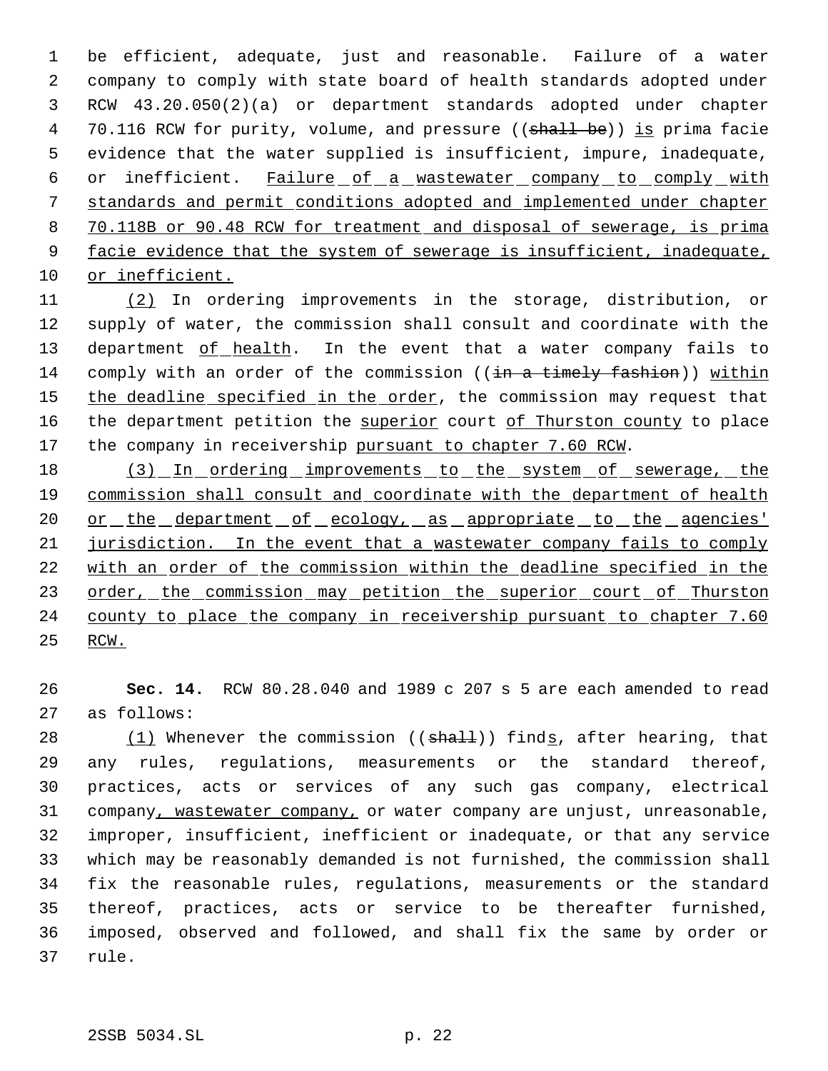be efficient, adequate, just and reasonable. Failure of a water company to comply with state board of health standards adopted under RCW 43.20.050(2)(a) or department standards adopted under chapter 70.116 RCW for purity, volume, and pressure ((~~shall be~~)) is prima facie evidence that the water supplied is insufficient, impure, inadequate, or inefficient. Failure of a wastewater company to comply with standards and permit conditions adopted and implemented under chapter 70.118B or 90.48 RCW for treatment and disposal of sewerage, is prima facie evidence that the system of sewerage is insufficient, inadequate, or inefficient.

(2) In ordering improvements in the storage, distribution, or supply of water, the commission shall consult and coordinate with the department of health. In the event that a water company fails to comply with an order of the commission ((~~in a timely fashion~~)) within the deadline specified in the order, the commission may request that the department petition the superior court of Thurston county to place the company in receivership pursuant to chapter 7.60 RCW.

(3) In ordering improvements to the system of sewerage, the commission shall consult and coordinate with the department of health or the department of ecology, as appropriate to the agencies' jurisdiction. In the event that a wastewater company fails to comply with an order of the commission within the deadline specified in the order, the commission may petition the superior court of Thurston county to place the company in receivership pursuant to chapter 7.60 RCW.

**Sec. 14.** RCW 80.28.040 and 1989 c 207 s 5 are each amended to read as follows:

(1) Whenever the commission ((~~shall~~)) finds, after hearing, that any rules, regulations, measurements or the standard thereof, practices, acts or services of any such gas company, electrical company, wastewater company, or water company are unjust, unreasonable, improper, insufficient, inefficient or inadequate, or that any service which may be reasonably demanded is not furnished, the commission shall fix the reasonable rules, regulations, measurements or the standard thereof, practices, acts or service to be thereafter furnished, imposed, observed and followed, and shall fix the same by order or rule.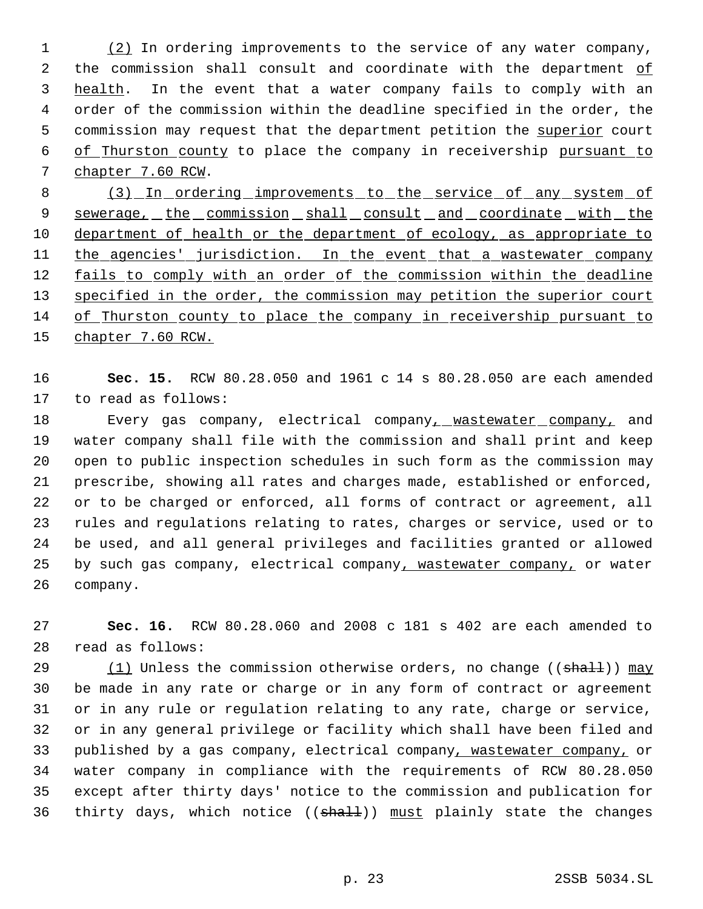(2) In ordering improvements to the service of any water company, the commission shall consult and coordinate with the department of health. In the event that a water company fails to comply with an order of the commission within the deadline specified in the order, the commission may request that the department petition the superior court of Thurston county to place the company in receivership pursuant to chapter 7.60 RCW.

(3) In ordering improvements to the service of any system of sewerage, the commission shall consult and coordinate with the department of health or the department of ecology, as appropriate to the agencies' jurisdiction. In the event that a wastewater company fails to comply with an order of the commission within the deadline specified in the order, the commission may petition the superior court of Thurston county to place the company in receivership pursuant to chapter 7.60 RCW.

**Sec. 15.** RCW 80.28.050 and 1961 c 14 s 80.28.050 are each amended to read as follows:

Every gas company, electrical company, wastewater company, and water company shall file with the commission and shall print and keep open to public inspection schedules in such form as the commission may prescribe, showing all rates and charges made, established or enforced, or to be charged or enforced, all forms of contract or agreement, all rules and regulations relating to rates, charges or service, used or to be used, and all general privileges and facilities granted or allowed by such gas company, electrical company, wastewater company, or water company.

**Sec. 16.** RCW 80.28.060 and 2008 c 181 s 402 are each amended to read as follows:

(1) Unless the commission otherwise orders, no change ((~~shall~~)) may be made in any rate or charge or in any form of contract or agreement or in any rule or regulation relating to any rate, charge or service, or in any general privilege or facility which shall have been filed and published by a gas company, electrical company, wastewater company, or water company in compliance with the requirements of RCW 80.28.050 except after thirty days' notice to the commission and publication for thirty days, which notice ((~~shall~~)) must plainly state the changes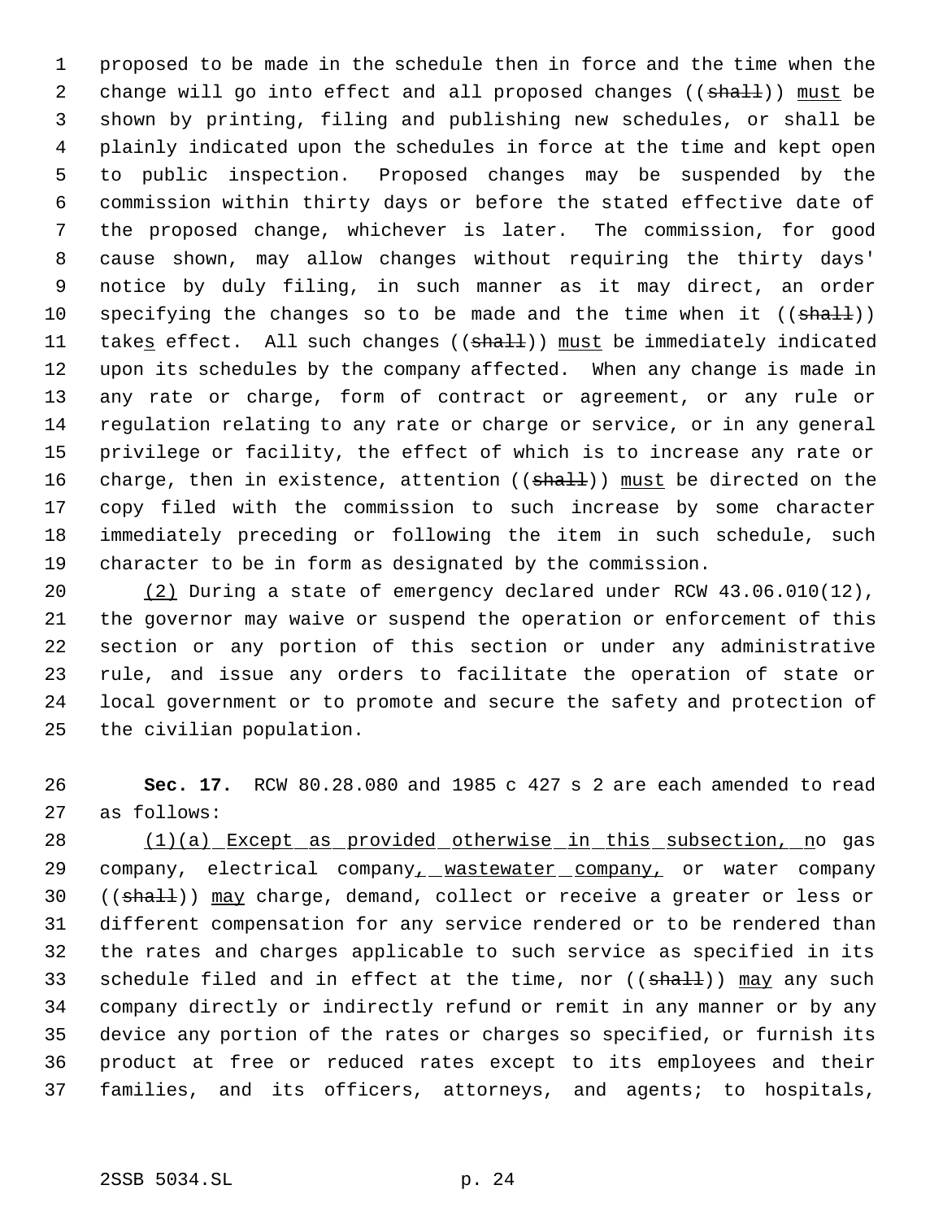proposed to be made in the schedule then in force and the time when the change will go into effect and all proposed changes ((~~shall~~)) <u>must</u> be shown by printing, filing and publishing new schedules, or shall be plainly indicated upon the schedules in force at the time and kept open to public inspection. Proposed changes may be suspended by the commission within thirty days or before the stated effective date of the proposed change, whichever is later. The commission, for good cause shown, may allow changes without requiring the thirty days' notice by duly filing, in such manner as it may direct, an order specifying the changes so to be made and the time when it ((~~shall~~)) take<u>s</u> effect. All such changes ((~~shall~~)) <u>must</u> be immediately indicated upon its schedules by the company affected. When any change is made in any rate or charge, form of contract or agreement, or any rule or regulation relating to any rate or charge or service, or in any general privilege or facility, the effect of which is to increase any rate or charge, then in existence, attention ((~~shall~~)) <u>must</u> be directed on the copy filed with the commission to such increase by some character immediately preceding or following the item in such schedule, such character to be in form as designated by the commission.

<u>(2)</u> During a state of emergency declared under RCW 43.06.010(12), the governor may waive or suspend the operation or enforcement of this section or any portion of this section or under any administrative rule, and issue any orders to facilitate the operation of state or local government or to promote and secure the safety and protection of the civilian population.

**Sec. 17.** RCW 80.28.080 and 1985 c 427 s 2 are each amended to read as follows:

<u>(1)(a) Except as provided otherwise in this subsection, n</u>o gas company, electrical company<u>, wastewater company,</u> or water company ((~~shall~~)) <u>may</u> charge, demand, collect or receive a greater or less or different compensation for any service rendered or to be rendered than the rates and charges applicable to such service as specified in its schedule filed and in effect at the time, nor ((~~shall~~)) <u>may</u> any such company directly or indirectly refund or remit in any manner or by any device any portion of the rates or charges so specified, or furnish its product at free or reduced rates except to its employees and their families, and its officers, attorneys, and agents; to hospitals,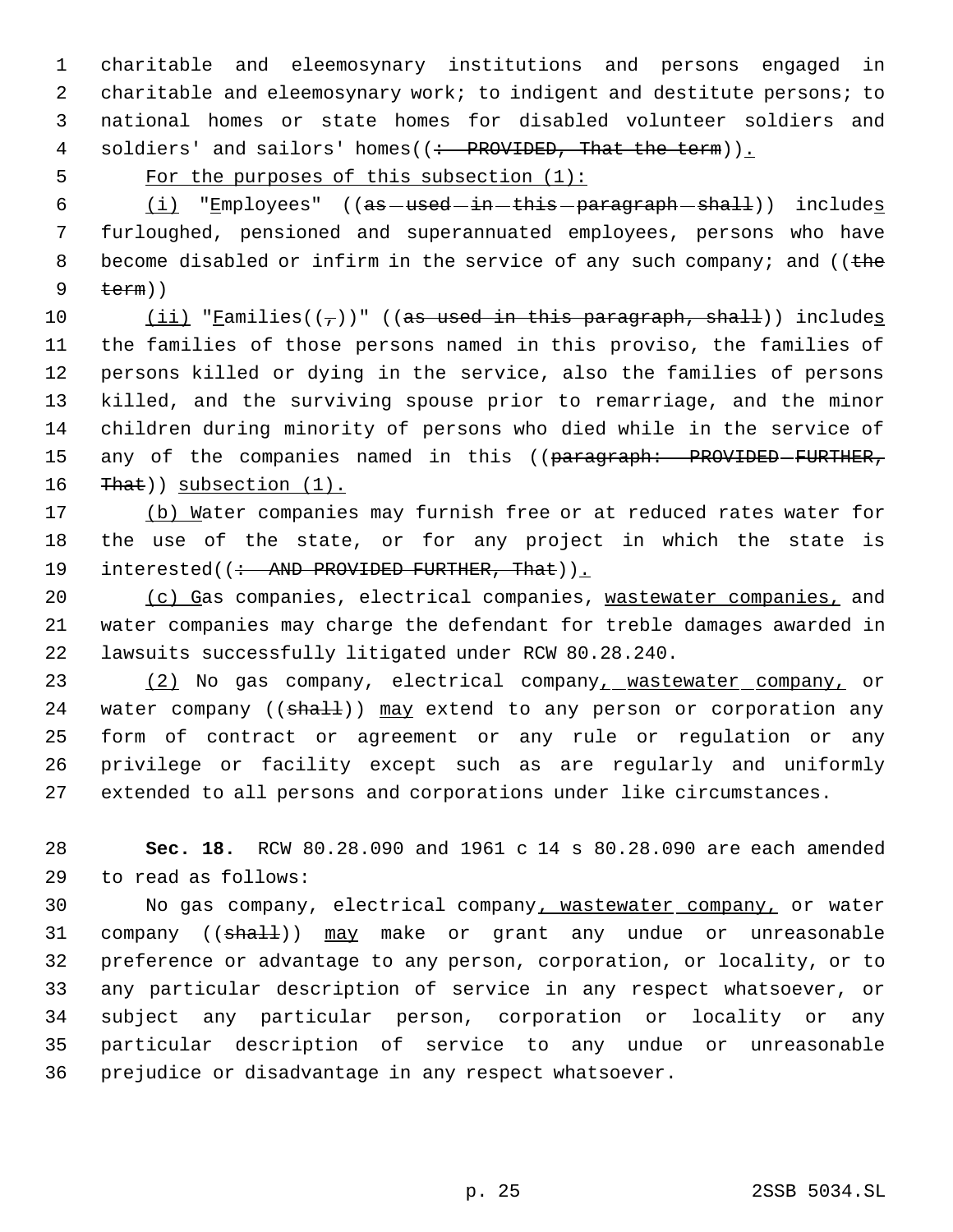charitable and eleemosynary institutions and persons engaged in charitable and eleemosynary work; to indigent and destitute persons; to national homes or state homes for disabled volunteer soldiers and soldiers' and sailors' homes((: PROVIDED, That the term)).

For the purposes of this subsection (1):

(i) "Employees" ((as used in this paragraph shall)) includes furloughed, pensioned and superannuated employees, persons who have become disabled or infirm in the service of any such company; and ((the term))

(ii) "Families((,))" ((as used in this paragraph, shall)) includes the families of those persons named in this proviso, the families of persons killed or dying in the service, also the families of persons killed, and the surviving spouse prior to remarriage, and the minor children during minority of persons who died while in the service of any of the companies named in this ((paragraph: PROVIDED FURTHER, That)) subsection (1).

(b) Water companies may furnish free or at reduced rates water for the use of the state, or for any project in which the state is interested((: AND PROVIDED FURTHER, That)).

(c) Gas companies, electrical companies, wastewater companies, and water companies may charge the defendant for treble damages awarded in lawsuits successfully litigated under RCW 80.28.240.

(2) No gas company, electrical company, wastewater company, or water company ((shall)) may extend to any person or corporation any form of contract or agreement or any rule or regulation or any privilege or facility except such as are regularly and uniformly extended to all persons and corporations under like circumstances.

**Sec. 18.** RCW 80.28.090 and 1961 c 14 s 80.28.090 are each amended to read as follows:

No gas company, electrical company, wastewater company, or water company ((shall)) may make or grant any undue or unreasonable preference or advantage to any person, corporation, or locality, or to any particular description of service in any respect whatsoever, or subject any particular person, corporation or locality or any particular description of service to any undue or unreasonable prejudice or disadvantage in any respect whatsoever.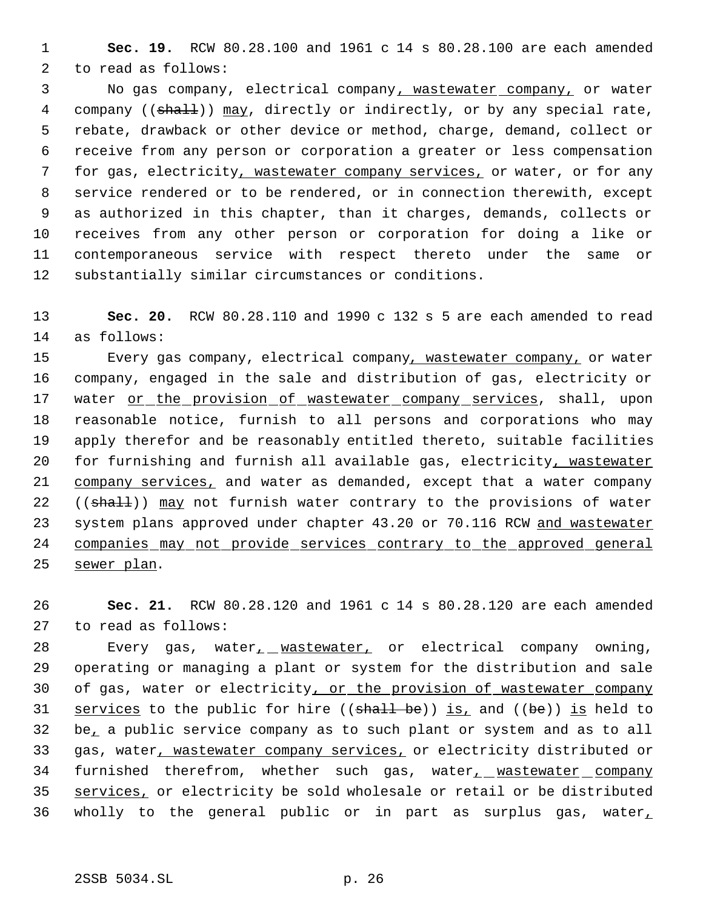**Sec. 19.** RCW 80.28.100 and 1961 c 14 s 80.28.100 are each amended to read as follows:

No gas company, electrical company, wastewater company, or water company ((shall)) may, directly or indirectly, or by any special rate, rebate, drawback or other device or method, charge, demand, collect or receive from any person or corporation a greater or less compensation for gas, electricity, wastewater company services, or water, or for any service rendered or to be rendered, or in connection therewith, except as authorized in this chapter, than it charges, demands, collects or receives from any other person or corporation for doing a like or contemporaneous service with respect thereto under the same or substantially similar circumstances or conditions.

**Sec. 20.** RCW 80.28.110 and 1990 c 132 s 5 are each amended to read as follows:

Every gas company, electrical company, wastewater company, or water company, engaged in the sale and distribution of gas, electricity or water or the provision of wastewater company services, shall, upon reasonable notice, furnish to all persons and corporations who may apply therefor and be reasonably entitled thereto, suitable facilities for furnishing and furnish all available gas, electricity, wastewater company services, and water as demanded, except that a water company ((shall)) may not furnish water contrary to the provisions of water system plans approved under chapter 43.20 or 70.116 RCW and wastewater companies may not provide services contrary to the approved general sewer plan.

**Sec. 21.** RCW 80.28.120 and 1961 c 14 s 80.28.120 are each amended to read as follows:

Every gas, water, wastewater, or electrical company owning, operating or managing a plant or system for the distribution and sale of gas, water or electricity, or the provision of wastewater company services to the public for hire ((shall be)) is, and ((be)) is held to be, a public service company as to such plant or system and as to all gas, water, wastewater company services, or electricity distributed or furnished therefrom, whether such gas, water, wastewater company services, or electricity be sold wholesale or retail or be distributed wholly to the general public or in part as surplus gas, water,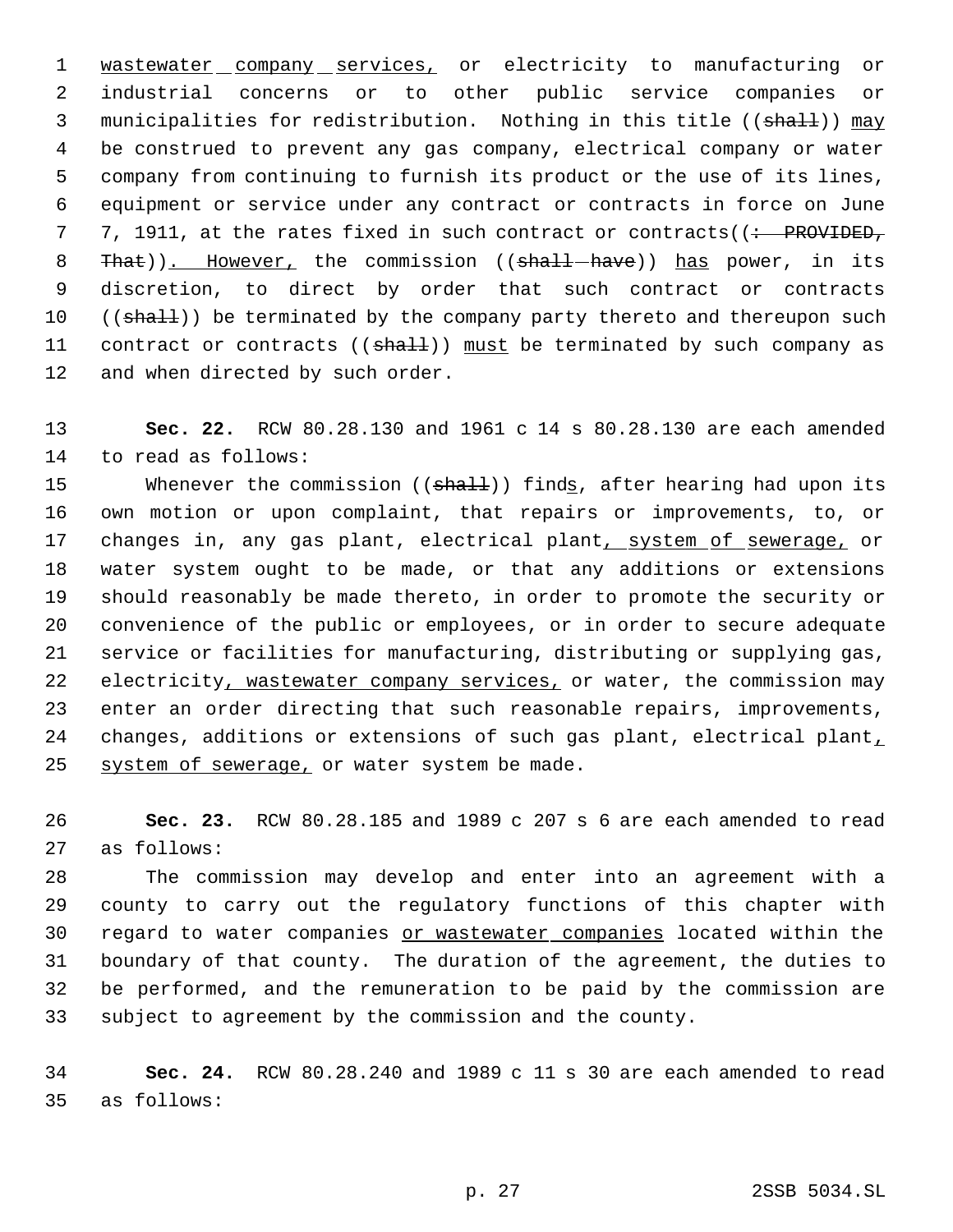wastewater company services, or electricity to manufacturing or industrial concerns or to other public service companies or municipalities for redistribution. Nothing in this title ((shall)) may be construed to prevent any gas company, electrical company or water company from continuing to furnish its product or the use of its lines, equipment or service under any contract or contracts in force on June 7, 1911, at the rates fixed in such contract or contracts((: PROVIDED, That)). However, the commission ((shall have)) has power, in its discretion, to direct by order that such contract or contracts ((shall)) be terminated by the company party thereto and thereupon such contract or contracts ((shall)) must be terminated by such company as and when directed by such order.

**Sec. 22.** RCW 80.28.130 and 1961 c 14 s 80.28.130 are each amended to read as follows:

Whenever the commission ((shall)) finds, after hearing had upon its own motion or upon complaint, that repairs or improvements, to, or changes in, any gas plant, electrical plant, system of sewerage, or water system ought to be made, or that any additions or extensions should reasonably be made thereto, in order to promote the security or convenience of the public or employees, or in order to secure adequate service or facilities for manufacturing, distributing or supplying gas, electricity, wastewater company services, or water, the commission may enter an order directing that such reasonable repairs, improvements, changes, additions or extensions of such gas plant, electrical plant, system of sewerage, or water system be made.

**Sec. 23.** RCW 80.28.185 and 1989 c 207 s 6 are each amended to read as follows:

The commission may develop and enter into an agreement with a county to carry out the regulatory functions of this chapter with regard to water companies or wastewater companies located within the boundary of that county. The duration of the agreement, the duties to be performed, and the remuneration to be paid by the commission are subject to agreement by the commission and the county.

**Sec. 24.** RCW 80.28.240 and 1989 c 11 s 30 are each amended to read as follows: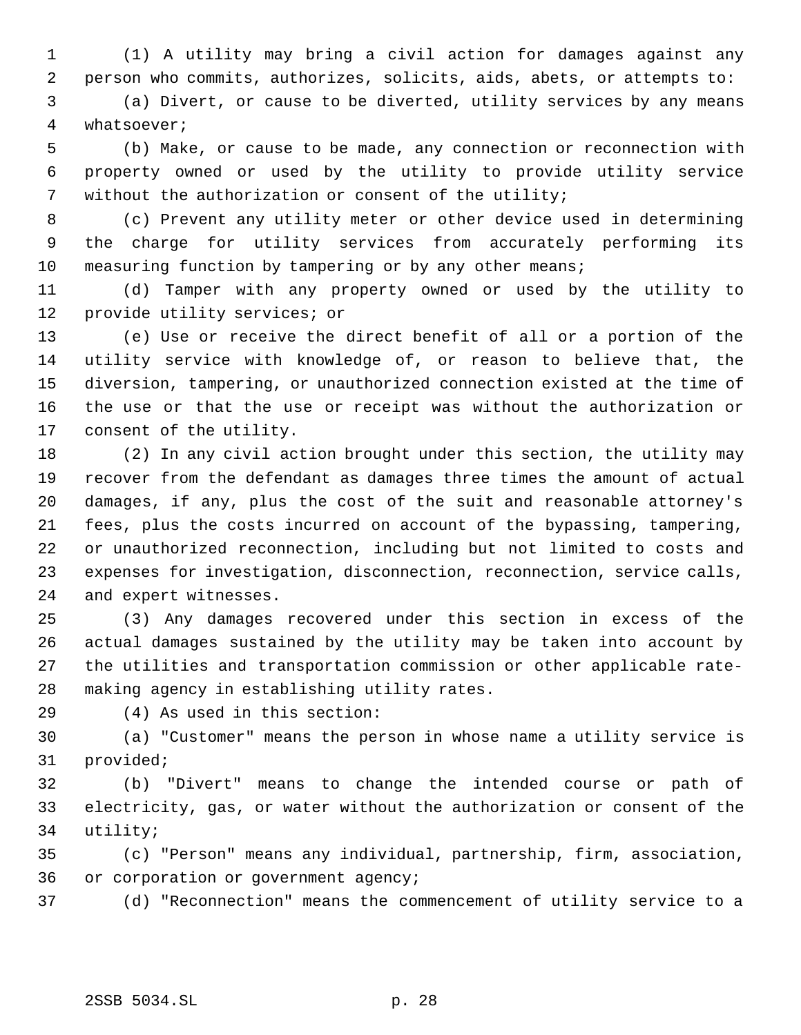(1) A utility may bring a civil action for damages against any person who commits, authorizes, solicits, aids, abets, or attempts to:

(a) Divert, or cause to be diverted, utility services by any means whatsoever;

(b) Make, or cause to be made, any connection or reconnection with property owned or used by the utility to provide utility service without the authorization or consent of the utility;

(c) Prevent any utility meter or other device used in determining the charge for utility services from accurately performing its measuring function by tampering or by any other means;

(d) Tamper with any property owned or used by the utility to provide utility services; or

(e) Use or receive the direct benefit of all or a portion of the utility service with knowledge of, or reason to believe that, the diversion, tampering, or unauthorized connection existed at the time of the use or that the use or receipt was without the authorization or consent of the utility.

(2) In any civil action brought under this section, the utility may recover from the defendant as damages three times the amount of actual damages, if any, plus the cost of the suit and reasonable attorney's fees, plus the costs incurred on account of the bypassing, tampering, or unauthorized reconnection, including but not limited to costs and expenses for investigation, disconnection, reconnection, service calls, and expert witnesses.

(3) Any damages recovered under this section in excess of the actual damages sustained by the utility may be taken into account by the utilities and transportation commission or other applicable rate-making agency in establishing utility rates.

(4) As used in this section:

(a) "Customer" means the person in whose name a utility service is provided;

(b) "Divert" means to change the intended course or path of electricity, gas, or water without the authorization or consent of the utility;

(c) "Person" means any individual, partnership, firm, association, or corporation or government agency;

(d) "Reconnection" means the commencement of utility service to a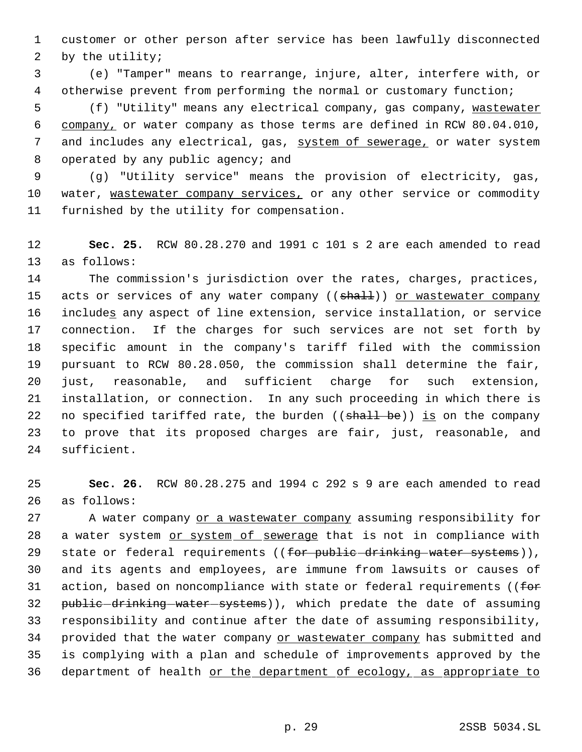customer or other person after service has been lawfully disconnected by the utility;

(e) "Tamper" means to rearrange, injure, alter, interfere with, or otherwise prevent from performing the normal or customary function;

(f) "Utility" means any electrical company, gas company, wastewater company, or water company as those terms are defined in RCW 80.04.010, and includes any electrical, gas, system of sewerage, or water system operated by any public agency; and

(g) "Utility service" means the provision of electricity, gas, water, wastewater company services, or any other service or commodity furnished by the utility for compensation.

**Sec. 25.** RCW 80.28.270 and 1991 c 101 s 2 are each amended to read as follows:

The commission's jurisdiction over the rates, charges, practices, acts or services of any water company ((~~shall~~)) or wastewater company includes any aspect of line extension, service installation, or service connection. If the charges for such services are not set forth by specific amount in the company's tariff filed with the commission pursuant to RCW 80.28.050, the commission shall determine the fair, just, reasonable, and sufficient charge for such extension, installation, or connection. In any such proceeding in which there is no specified tariffed rate, the burden ((~~shall be~~)) is on the company to prove that its proposed charges are fair, just, reasonable, and sufficient.

**Sec. 26.** RCW 80.28.275 and 1994 c 292 s 9 are each amended to read as follows:

A water company or a wastewater company assuming responsibility for a water system or system of sewerage that is not in compliance with state or federal requirements ((~~for public drinking water systems~~)), and its agents and employees, are immune from lawsuits or causes of action, based on noncompliance with state or federal requirements ((~~for public drinking water systems~~)), which predate the date of assuming responsibility and continue after the date of assuming responsibility, provided that the water company or wastewater company has submitted and is complying with a plan and schedule of improvements approved by the department of health or the department of ecology, as appropriate to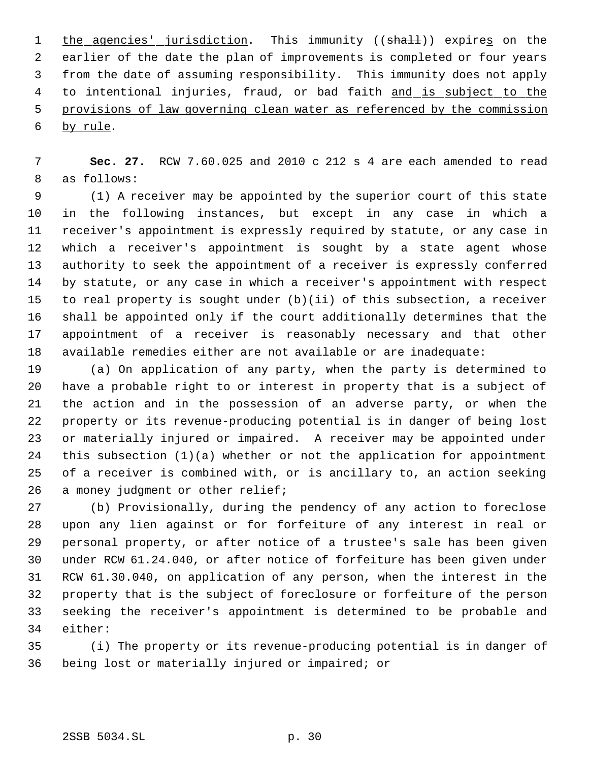the agencies' jurisdiction. This immunity ((shall)) expires on the earlier of the date the plan of improvements is completed or four years from the date of assuming responsibility. This immunity does not apply to intentional injuries, fraud, or bad faith and is subject to the provisions of law governing clean water as referenced by the commission by rule.

**Sec. 27.** RCW 7.60.025 and 2010 c 212 s 4 are each amended to read as follows:

(1) A receiver may be appointed by the superior court of this state in the following instances, but except in any case in which a receiver's appointment is expressly required by statute, or any case in which a receiver's appointment is sought by a state agent whose authority to seek the appointment of a receiver is expressly conferred by statute, or any case in which a receiver's appointment with respect to real property is sought under (b)(ii) of this subsection, a receiver shall be appointed only if the court additionally determines that the appointment of a receiver is reasonably necessary and that other available remedies either are not available or are inadequate:

(a) On application of any party, when the party is determined to have a probable right to or interest in property that is a subject of the action and in the possession of an adverse party, or when the property or its revenue-producing potential is in danger of being lost or materially injured or impaired. A receiver may be appointed under this subsection (1)(a) whether or not the application for appointment of a receiver is combined with, or is ancillary to, an action seeking a money judgment or other relief;

(b) Provisionally, during the pendency of any action to foreclose upon any lien against or for forfeiture of any interest in real or personal property, or after notice of a trustee's sale has been given under RCW 61.24.040, or after notice of forfeiture has been given under RCW 61.30.040, on application of any person, when the interest in the property that is the subject of foreclosure or forfeiture of the person seeking the receiver's appointment is determined to be probable and either:

(i) The property or its revenue-producing potential is in danger of being lost or materially injured or impaired; or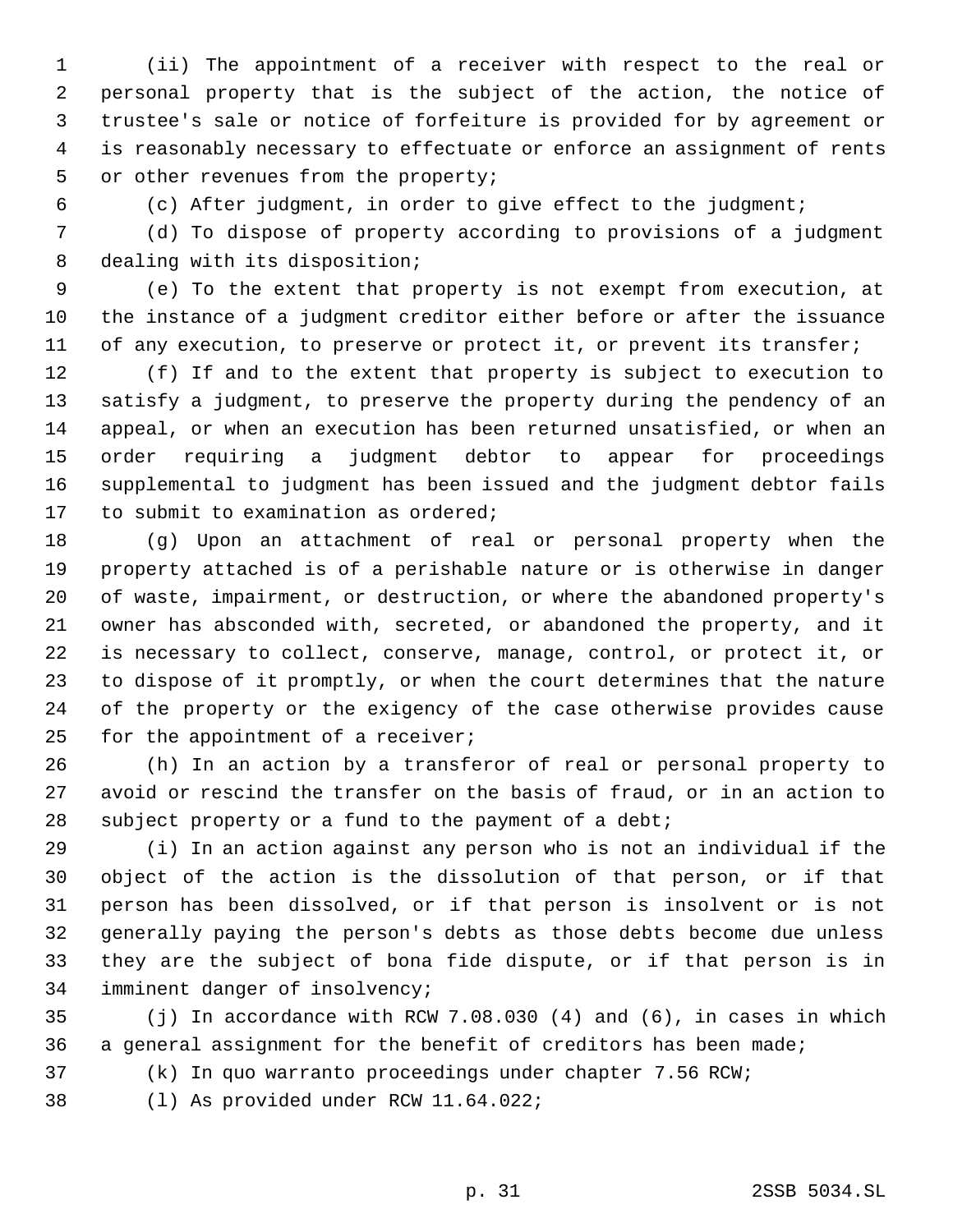(ii) The appointment of a receiver with respect to the real or personal property that is the subject of the action, the notice of trustee's sale or notice of forfeiture is provided for by agreement or is reasonably necessary to effectuate or enforce an assignment of rents or other revenues from the property;

(c) After judgment, in order to give effect to the judgment;

(d) To dispose of property according to provisions of a judgment dealing with its disposition;

(e) To the extent that property is not exempt from execution, at the instance of a judgment creditor either before or after the issuance of any execution, to preserve or protect it, or prevent its transfer;

(f) If and to the extent that property is subject to execution to satisfy a judgment, to preserve the property during the pendency of an appeal, or when an execution has been returned unsatisfied, or when an order requiring a judgment debtor to appear for proceedings supplemental to judgment has been issued and the judgment debtor fails to submit to examination as ordered;

(g) Upon an attachment of real or personal property when the property attached is of a perishable nature or is otherwise in danger of waste, impairment, or destruction, or where the abandoned property's owner has absconded with, secreted, or abandoned the property, and it is necessary to collect, conserve, manage, control, or protect it, or to dispose of it promptly, or when the court determines that the nature of the property or the exigency of the case otherwise provides cause for the appointment of a receiver;

(h) In an action by a transferor of real or personal property to avoid or rescind the transfer on the basis of fraud, or in an action to subject property or a fund to the payment of a debt;

(i) In an action against any person who is not an individual if the object of the action is the dissolution of that person, or if that person has been dissolved, or if that person is insolvent or is not generally paying the person's debts as those debts become due unless they are the subject of bona fide dispute, or if that person is in imminent danger of insolvency;

(j) In accordance with RCW 7.08.030 (4) and (6), in cases in which a general assignment for the benefit of creditors has been made;

(k) In quo warranto proceedings under chapter 7.56 RCW;

(l) As provided under RCW 11.64.022;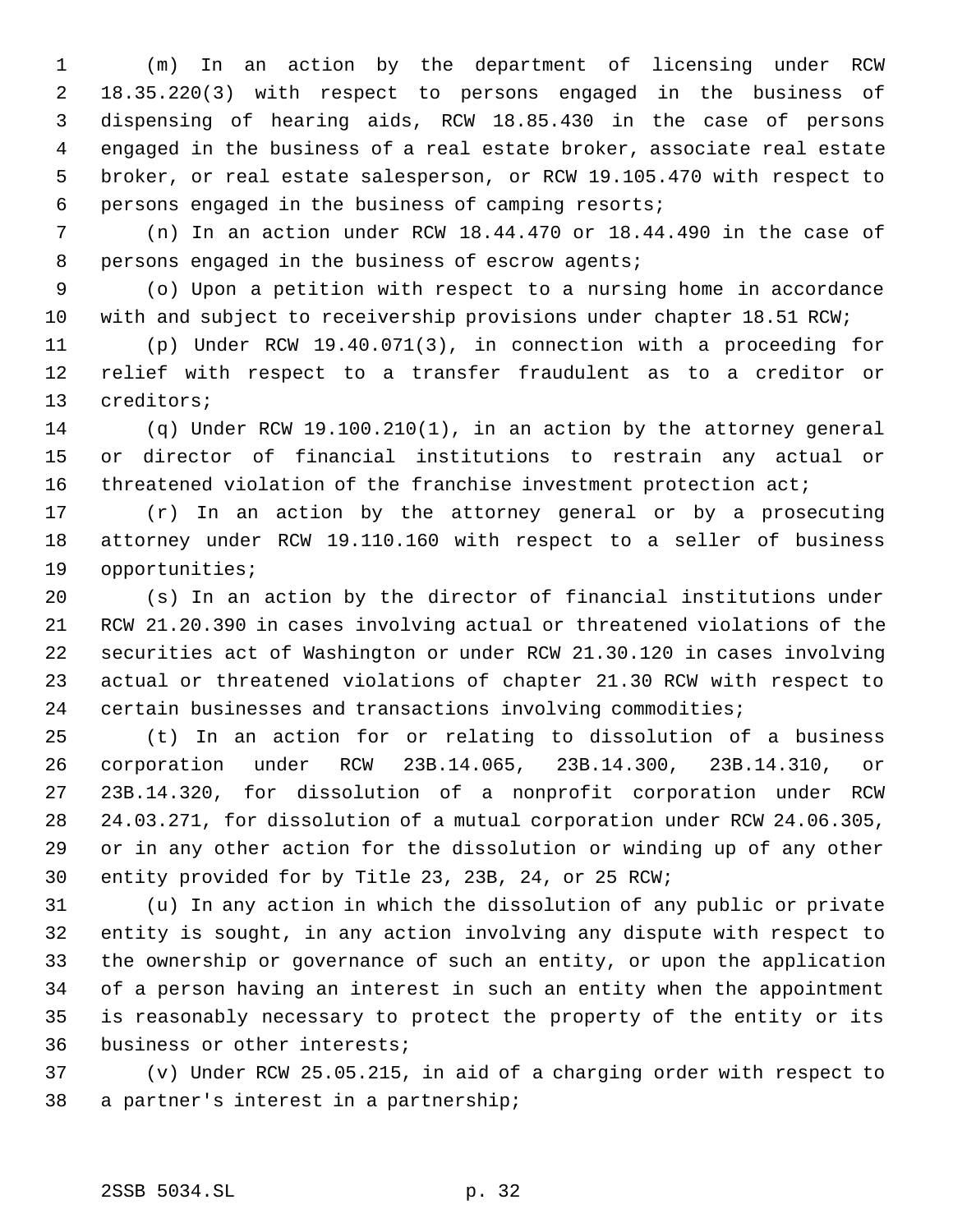(m) In an action by the department of licensing under RCW 18.35.220(3) with respect to persons engaged in the business of dispensing of hearing aids, RCW 18.85.430 in the case of persons engaged in the business of a real estate broker, associate real estate broker, or real estate salesperson, or RCW 19.105.470 with respect to persons engaged in the business of camping resorts;

(n) In an action under RCW 18.44.470 or 18.44.490 in the case of persons engaged in the business of escrow agents;

(o) Upon a petition with respect to a nursing home in accordance with and subject to receivership provisions under chapter 18.51 RCW;

(p) Under RCW 19.40.071(3), in connection with a proceeding for relief with respect to a transfer fraudulent as to a creditor or creditors;

(q) Under RCW 19.100.210(1), in an action by the attorney general or director of financial institutions to restrain any actual or threatened violation of the franchise investment protection act;

(r) In an action by the attorney general or by a prosecuting attorney under RCW 19.110.160 with respect to a seller of business opportunities;

(s) In an action by the director of financial institutions under RCW 21.20.390 in cases involving actual or threatened violations of the securities act of Washington or under RCW 21.30.120 in cases involving actual or threatened violations of chapter 21.30 RCW with respect to certain businesses and transactions involving commodities;

(t) In an action for or relating to dissolution of a business corporation under RCW 23B.14.065, 23B.14.300, 23B.14.310, or 23B.14.320, for dissolution of a nonprofit corporation under RCW 24.03.271, for dissolution of a mutual corporation under RCW 24.06.305, or in any other action for the dissolution or winding up of any other entity provided for by Title 23, 23B, 24, or 25 RCW;

(u) In any action in which the dissolution of any public or private entity is sought, in any action involving any dispute with respect to the ownership or governance of such an entity, or upon the application of a person having an interest in such an entity when the appointment is reasonably necessary to protect the property of the entity or its business or other interests;

(v) Under RCW 25.05.215, in aid of a charging order with respect to a partner's interest in a partnership;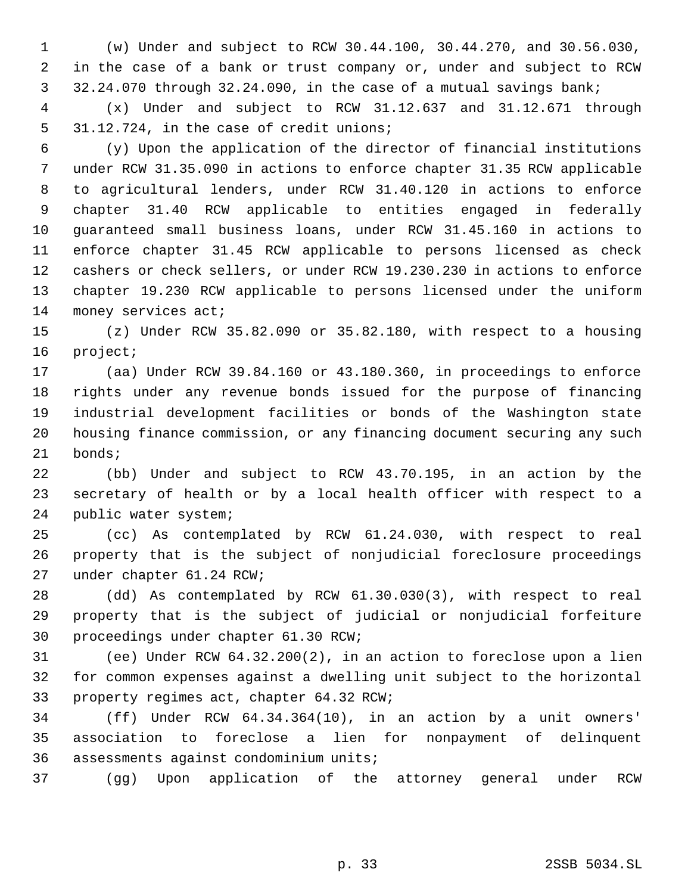(w) Under and subject to RCW 30.44.100, 30.44.270, and 30.56.030, in the case of a bank or trust company or, under and subject to RCW 32.24.070 through 32.24.090, in the case of a mutual savings bank;

(x) Under and subject to RCW 31.12.637 and 31.12.671 through 31.12.724, in the case of credit unions;

(y) Upon the application of the director of financial institutions under RCW 31.35.090 in actions to enforce chapter 31.35 RCW applicable to agricultural lenders, under RCW 31.40.120 in actions to enforce chapter 31.40 RCW applicable to entities engaged in federally guaranteed small business loans, under RCW 31.45.160 in actions to enforce chapter 31.45 RCW applicable to persons licensed as check cashers or check sellers, or under RCW 19.230.230 in actions to enforce chapter 19.230 RCW applicable to persons licensed under the uniform money services act;

(z) Under RCW 35.82.090 or 35.82.180, with respect to a housing project;

(aa) Under RCW 39.84.160 or 43.180.360, in proceedings to enforce rights under any revenue bonds issued for the purpose of financing industrial development facilities or bonds of the Washington state housing finance commission, or any financing document securing any such bonds;

(bb) Under and subject to RCW 43.70.195, in an action by the secretary of health or by a local health officer with respect to a public water system;

(cc) As contemplated by RCW 61.24.030, with respect to real property that is the subject of nonjudicial foreclosure proceedings under chapter 61.24 RCW;

(dd) As contemplated by RCW 61.30.030(3), with respect to real property that is the subject of judicial or nonjudicial forfeiture proceedings under chapter 61.30 RCW;

(ee) Under RCW 64.32.200(2), in an action to foreclose upon a lien for common expenses against a dwelling unit subject to the horizontal property regimes act, chapter 64.32 RCW;

(ff) Under RCW 64.34.364(10), in an action by a unit owners' association to foreclose a lien for nonpayment of delinquent assessments against condominium units;

(gg) Upon application of the attorney general under RCW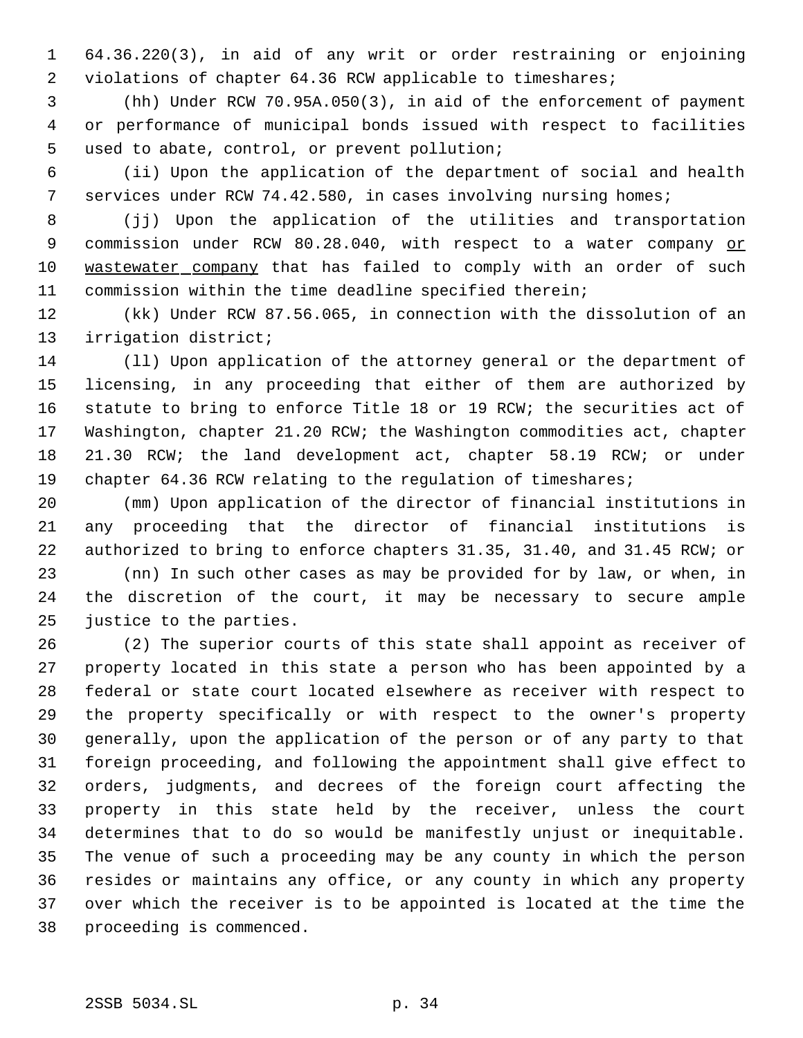64.36.220(3), in aid of any writ or order restraining or enjoining violations of chapter 64.36 RCW applicable to timeshares;

(hh) Under RCW 70.95A.050(3), in aid of the enforcement of payment or performance of municipal bonds issued with respect to facilities used to abate, control, or prevent pollution;

(ii) Upon the application of the department of social and health services under RCW 74.42.580, in cases involving nursing homes;

(jj) Upon the application of the utilities and transportation commission under RCW 80.28.040, with respect to a water company <u>or wastewater company</u> that has failed to comply with an order of such commission within the time deadline specified therein;

(kk) Under RCW 87.56.065, in connection with the dissolution of an irrigation district;

(ll) Upon application of the attorney general or the department of licensing, in any proceeding that either of them are authorized by statute to bring to enforce Title 18 or 19 RCW; the securities act of Washington, chapter 21.20 RCW; the Washington commodities act, chapter 21.30 RCW; the land development act, chapter 58.19 RCW; or under chapter 64.36 RCW relating to the regulation of timeshares;

(mm) Upon application of the director of financial institutions in any proceeding that the director of financial institutions is authorized to bring to enforce chapters 31.35, 31.40, and 31.45 RCW; or

(nn) In such other cases as may be provided for by law, or when, in the discretion of the court, it may be necessary to secure ample justice to the parties.

(2) The superior courts of this state shall appoint as receiver of property located in this state a person who has been appointed by a federal or state court located elsewhere as receiver with respect to the property specifically or with respect to the owner's property generally, upon the application of the person or of any party to that foreign proceeding, and following the appointment shall give effect to orders, judgments, and decrees of the foreign court affecting the property in this state held by the receiver, unless the court determines that to do so would be manifestly unjust or inequitable. The venue of such a proceeding may be any county in which the person resides or maintains any office, or any county in which any property over which the receiver is to be appointed is located at the time the proceeding is commenced.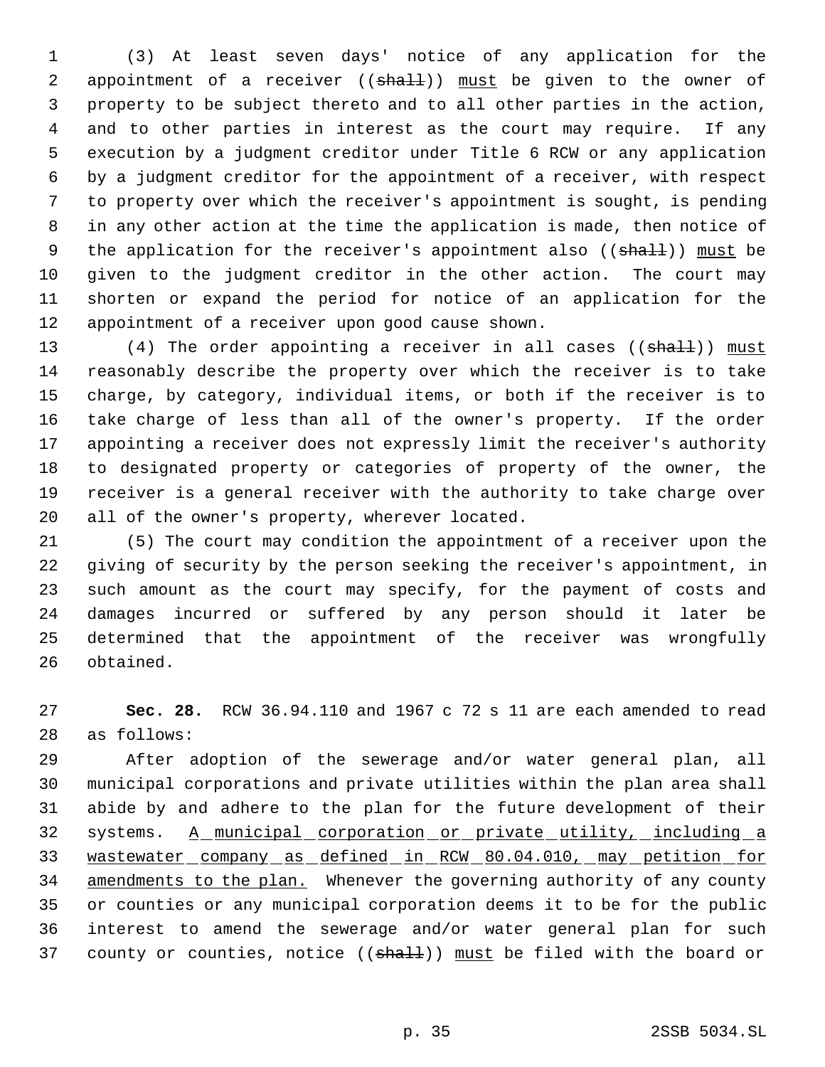(3) At least seven days' notice of any application for the appointment of a receiver ((~~shall~~)) must be given to the owner of property to be subject thereto and to all other parties in the action, and to other parties in interest as the court may require. If any execution by a judgment creditor under Title 6 RCW or any application by a judgment creditor for the appointment of a receiver, with respect to property over which the receiver's appointment is sought, is pending in any other action at the time the application is made, then notice of the application for the receiver's appointment also ((~~shall~~)) must be given to the judgment creditor in the other action. The court may shorten or expand the period for notice of an application for the appointment of a receiver upon good cause shown.

(4) The order appointing a receiver in all cases ((~~shall~~)) must reasonably describe the property over which the receiver is to take charge, by category, individual items, or both if the receiver is to take charge of less than all of the owner's property. If the order appointing a receiver does not expressly limit the receiver's authority to designated property or categories of property of the owner, the receiver is a general receiver with the authority to take charge over all of the owner's property, wherever located.

(5) The court may condition the appointment of a receiver upon the giving of security by the person seeking the receiver's appointment, in such amount as the court may specify, for the payment of costs and damages incurred or suffered by any person should it later be determined that the appointment of the receiver was wrongfully obtained.

**Sec. 28.** RCW 36.94.110 and 1967 c 72 s 11 are each amended to read as follows:

After adoption of the sewerage and/or water general plan, all municipal corporations and private utilities within the plan area shall abide by and adhere to the plan for the future development of their systems. A municipal corporation or private utility, including a wastewater company as defined in RCW 80.04.010, may petition for amendments to the plan. Whenever the governing authority of any county or counties or any municipal corporation deems it to be for the public interest to amend the sewerage and/or water general plan for such county or counties, notice ((~~shall~~)) must be filed with the board or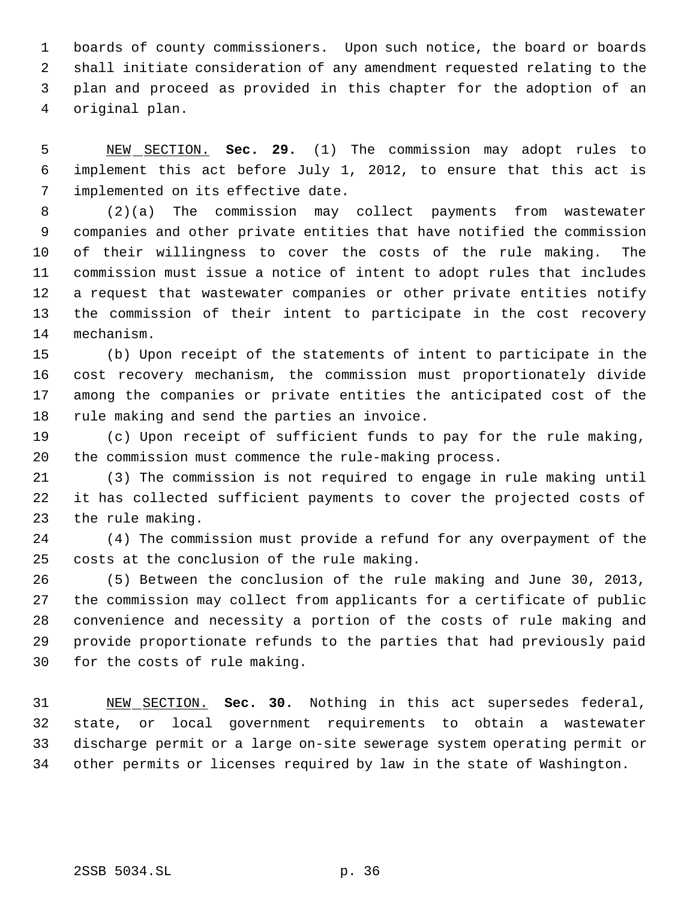boards of county commissioners. Upon such notice, the board or boards shall initiate consideration of any amendment requested relating to the plan and proceed as provided in this chapter for the adoption of an original plan.

NEW SECTION. **Sec. 29.** (1) The commission may adopt rules to implement this act before July 1, 2012, to ensure that this act is implemented on its effective date.

(2)(a) The commission may collect payments from wastewater companies and other private entities that have notified the commission of their willingness to cover the costs of the rule making. The commission must issue a notice of intent to adopt rules that includes a request that wastewater companies or other private entities notify the commission of their intent to participate in the cost recovery mechanism.

(b) Upon receipt of the statements of intent to participate in the cost recovery mechanism, the commission must proportionately divide among the companies or private entities the anticipated cost of the rule making and send the parties an invoice.

(c) Upon receipt of sufficient funds to pay for the rule making, the commission must commence the rule-making process.

(3) The commission is not required to engage in rule making until it has collected sufficient payments to cover the projected costs of the rule making.

(4) The commission must provide a refund for any overpayment of the costs at the conclusion of the rule making.

(5) Between the conclusion of the rule making and June 30, 2013, the commission may collect from applicants for a certificate of public convenience and necessity a portion of the costs of rule making and provide proportionate refunds to the parties that had previously paid for the costs of rule making.

NEW SECTION. **Sec. 30.** Nothing in this act supersedes federal, state, or local government requirements to obtain a wastewater discharge permit or a large on-site sewerage system operating permit or other permits or licenses required by law in the state of Washington.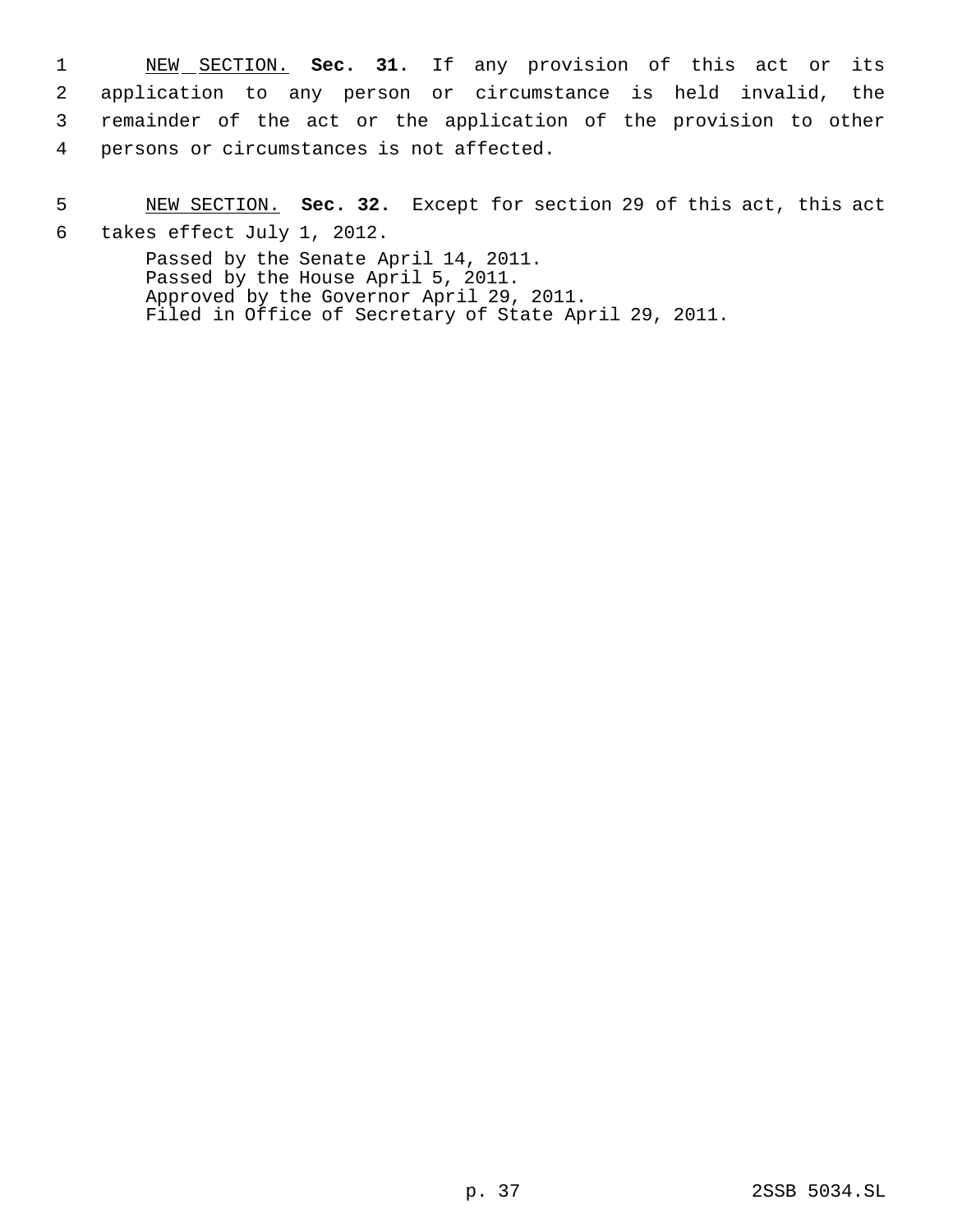NEW SECTION. **Sec. 31.** If any provision of this act or its application to any person or circumstance is held invalid, the remainder of the act or the application of the provision to other persons or circumstances is not affected.

NEW SECTION. **Sec. 32.** Except for section 29 of this act, this act takes effect July 1, 2012.

Passed by the Senate April 14, 2011.
Passed by the House April 5, 2011.
Approved by the Governor April 29, 2011.
Filed in Office of Secretary of State April 29, 2011.